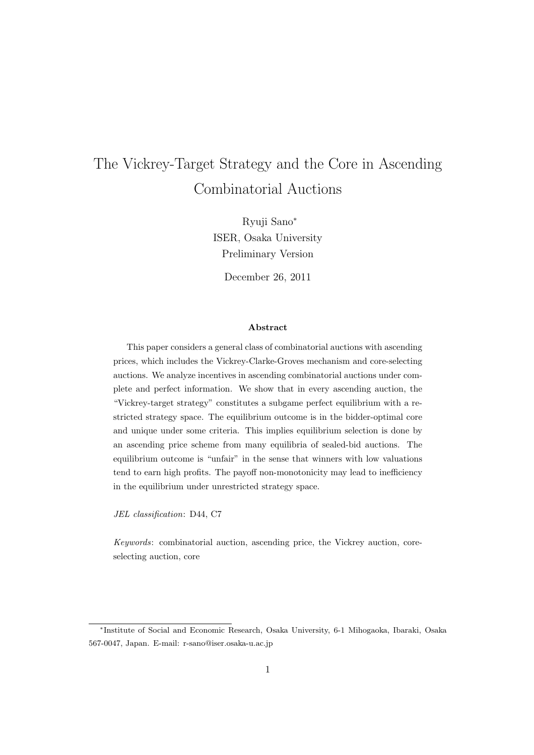# The Vickrey-Target Strategy and the Core in Ascending Combinatorial Auctions

Ryuji Sano[*]
ISER, Osaka University
Preliminary Version

December 26, 2011

### Abstract

This paper considers a general class of combinatorial auctions with ascending prices, which includes the Vickrey-Clarke-Groves mechanism and core-selecting auctions. We analyze incentives in ascending combinatorial auctions under complete and perfect information. We show that in every ascending auction, the "Vickrey-target strategy" constitutes a subgame perfect equilibrium with a restricted strategy space. The equilibrium outcome is in the bidder-optimal core and unique under some criteria. This implies equilibrium selection is done by an ascending price scheme from many equilibria of sealed-bid auctions. The equilibrium outcome is "unfair" in the sense that winners with low valuations tend to earn high profits. The payoff non-monotonicity may lead to inefficiency in the equilibrium under unrestricted strategy space.

*JEL classification*: D44, C7

*Keywords*: combinatorial auction, ascending price, the Vickrey auction, core-selecting auction, core

[*] Institute of Social and Economic Research, Osaka University, 6-1 Mihogaoka, Ibaraki, Osaka 567-0047, Japan. E-mail: r-sano@iser.osaka-u.ac.jp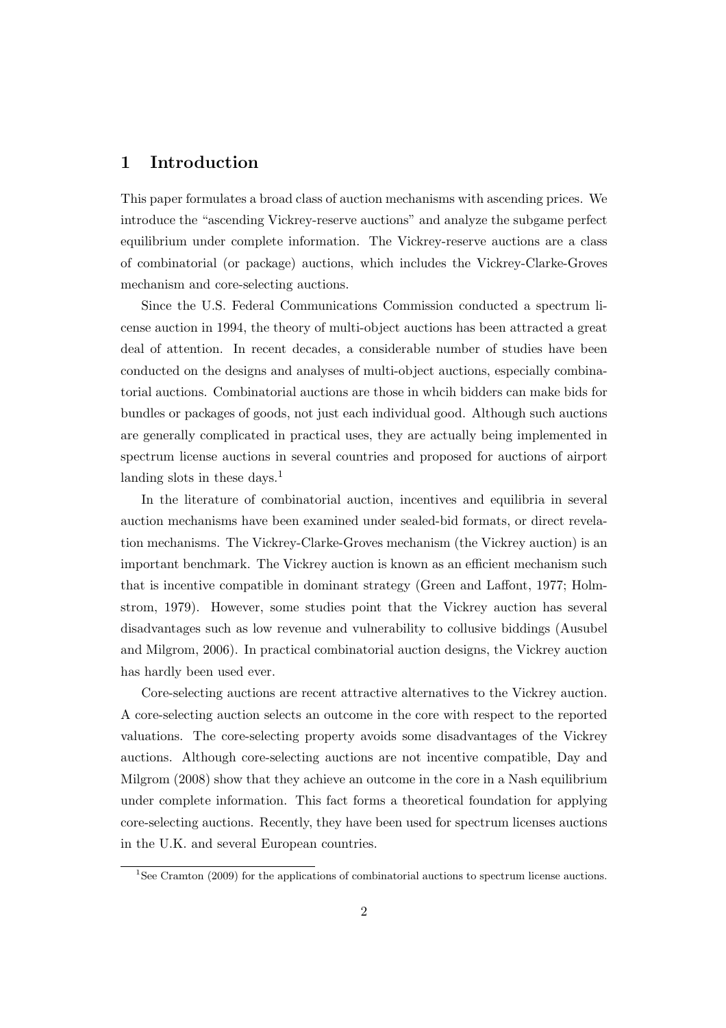# 1 Introduction

This paper formulates a broad class of auction mechanisms with ascending prices. We introduce the "ascending Vickrey-reserve auctions" and analyze the subgame perfect equilibrium under complete information. The Vickrey-reserve auctions are a class of combinatorial (or package) auctions, which includes the Vickrey-Clarke-Groves mechanism and core-selecting auctions.

Since the U.S. Federal Communications Commission conducted a spectrum license auction in 1994, the theory of multi-object auctions has been attracted a great deal of attention. In recent decades, a considerable number of studies have been conducted on the designs and analyses of multi-object auctions, especially combinatorial auctions. Combinatorial auctions are those in whcih bidders can make bids for bundles or packages of goods, not just each individual good. Although such auctions are generally complicated in practical uses, they are actually being implemented in spectrum license auctions in several countries and proposed for auctions of airport landing slots in these days.[1]

In the literature of combinatorial auction, incentives and equilibria in several auction mechanisms have been examined under sealed-bid formats, or direct revelation mechanisms. The Vickrey-Clarke-Groves mechanism (the Vickrey auction) is an important benchmark. The Vickrey auction is known as an efficient mechanism such that is incentive compatible in dominant strategy (Green and Laffont, 1977; Holmstrom, 1979). However, some studies point that the Vickrey auction has several disadvantages such as low revenue and vulnerability to collusive biddings (Ausubel and Milgrom, 2006). In practical combinatorial auction designs, the Vickrey auction has hardly been used ever.

Core-selecting auctions are recent attractive alternatives to the Vickrey auction. A core-selecting auction selects an outcome in the core with respect to the reported valuations. The core-selecting property avoids some disadvantages of the Vickrey auctions. Although core-selecting auctions are not incentive compatible, Day and Milgrom (2008) show that they achieve an outcome in the core in a Nash equilibrium under complete information. This fact forms a theoretical foundation for applying core-selecting auctions. Recently, they have been used for spectrum licenses auctions in the U.K. and several European countries.

[1] See Cramton (2009) for the applications of combinatorial auctions to spectrum license auctions.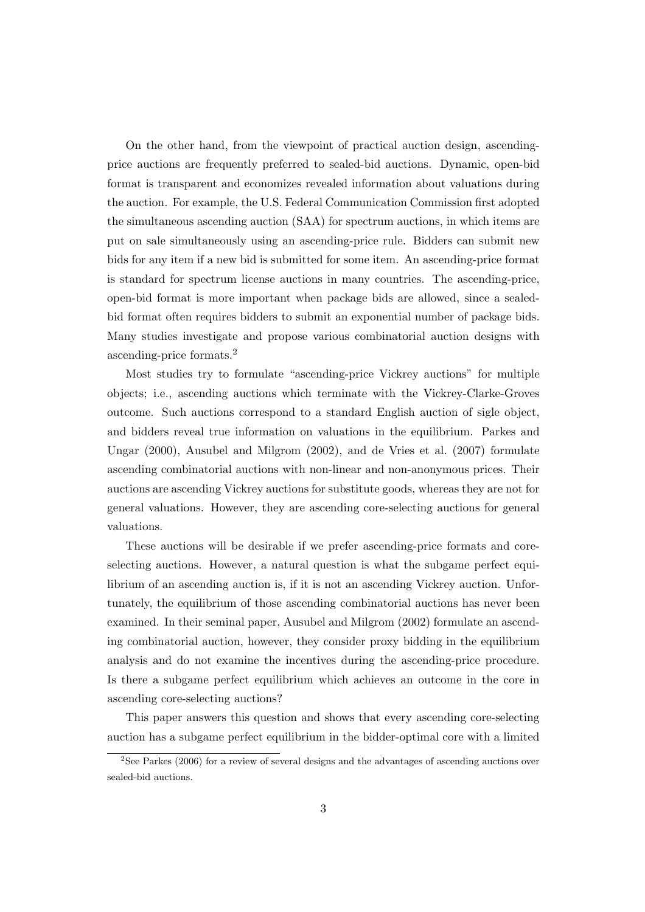On the other hand, from the viewpoint of practical auction design, ascending-price auctions are frequently preferred to sealed-bid auctions. Dynamic, open-bid format is transparent and economizes revealed information about valuations during the auction. For example, the U.S. Federal Communication Commission first adopted the simultaneous ascending auction (SAA) for spectrum auctions, in which items are put on sale simultaneously using an ascending-price rule. Bidders can submit new bids for any item if a new bid is submitted for some item. An ascending-price format is standard for spectrum license auctions in many countries. The ascending-price, open-bid format is more important when package bids are allowed, since a sealed-bid format often requires bidders to submit an exponential number of package bids. Many studies investigate and propose various combinatorial auction designs with ascending-price formats.[2]

Most studies try to formulate "ascending-price Vickrey auctions" for multiple objects; i.e., ascending auctions which terminate with the Vickrey-Clarke-Groves outcome. Such auctions correspond to a standard English auction of sigle object, and bidders reveal true information on valuations in the equilibrium. Parkes and Ungar (2000), Ausubel and Milgrom (2002), and de Vries et al. (2007) formulate ascending combinatorial auctions with non-linear and non-anonymous prices. Their auctions are ascending Vickrey auctions for substitute goods, whereas they are not for general valuations. However, they are ascending core-selecting auctions for general valuations.

These auctions will be desirable if we prefer ascending-price formats and core-selecting auctions. However, a natural question is what the subgame perfect equilibrium of an ascending auction is, if it is not an ascending Vickrey auction. Unfortunately, the equilibrium of those ascending combinatorial auctions has never been examined. In their seminal paper, Ausubel and Milgrom (2002) formulate an ascending combinatorial auction, however, they consider proxy bidding in the equilibrium analysis and do not examine the incentives during the ascending-price procedure. Is there a subgame perfect equilibrium which achieves an outcome in the core in ascending core-selecting auctions?

This paper answers this question and shows that every ascending core-selecting auction has a subgame perfect equilibrium in the bidder-optimal core with a limited

[2]See Parkes (2006) for a review of several designs and the advantages of ascending auctions over sealed-bid auctions.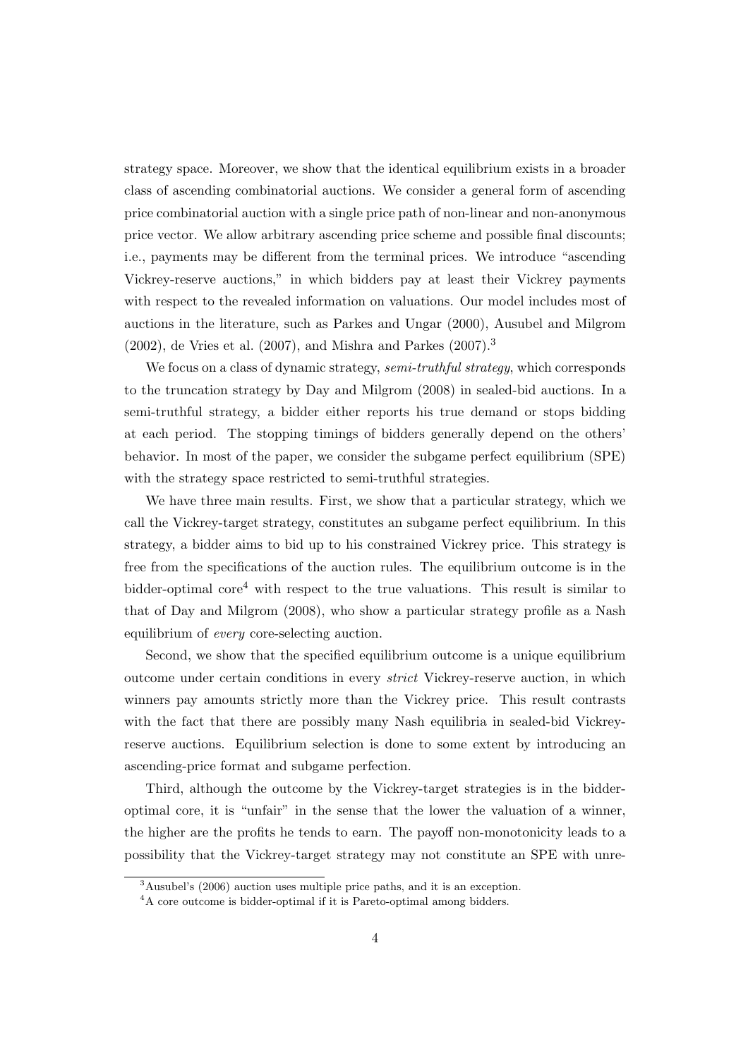strategy space. Moreover, we show that the identical equilibrium exists in a broader class of ascending combinatorial auctions. We consider a general form of ascending price combinatorial auction with a single price path of non-linear and non-anonymous price vector. We allow arbitrary ascending price scheme and possible final discounts; i.e., payments may be different from the terminal prices. We introduce "ascending Vickrey-reserve auctions," in which bidders pay at least their Vickrey payments with respect to the revealed information on valuations. Our model includes most of auctions in the literature, such as Parkes and Ungar (2000), Ausubel and Milgrom (2002), de Vries et al. (2007), and Mishra and Parkes (2007).[3]

We focus on a class of dynamic strategy, *semi-truthful strategy*, which corresponds to the truncation strategy by Day and Milgrom (2008) in sealed-bid auctions. In a semi-truthful strategy, a bidder either reports his true demand or stops bidding at each period. The stopping timings of bidders generally depend on the others' behavior. In most of the paper, we consider the subgame perfect equilibrium (SPE) with the strategy space restricted to semi-truthful strategies.

We have three main results. First, we show that a particular strategy, which we call the Vickrey-target strategy, constitutes an subgame perfect equilibrium. In this strategy, a bidder aims to bid up to his constrained Vickrey price. This strategy is free from the specifications of the auction rules. The equilibrium outcome is in the bidder-optimal core[4] with respect to the true valuations. This result is similar to that of Day and Milgrom (2008), who show a particular strategy profile as a Nash equilibrium of *every* core-selecting auction.

Second, we show that the specified equilibrium outcome is a unique equilibrium outcome under certain conditions in every *strict* Vickrey-reserve auction, in which winners pay amounts strictly more than the Vickrey price. This result contrasts with the fact that there are possibly many Nash equilibria in sealed-bid Vickrey-reserve auctions. Equilibrium selection is done to some extent by introducing an ascending-price format and subgame perfection.

Third, although the outcome by the Vickrey-target strategies is in the bidder-optimal core, it is "unfair" in the sense that the lower the valuation of a winner, the higher are the profits he tends to earn. The payoff non-monotonicity leads to a possibility that the Vickrey-target strategy may not constitute an SPE with unre-

[3] Ausubel's (2006) auction uses multiple price paths, and it is an exception.

[4] A core outcome is bidder-optimal if it is Pareto-optimal among bidders.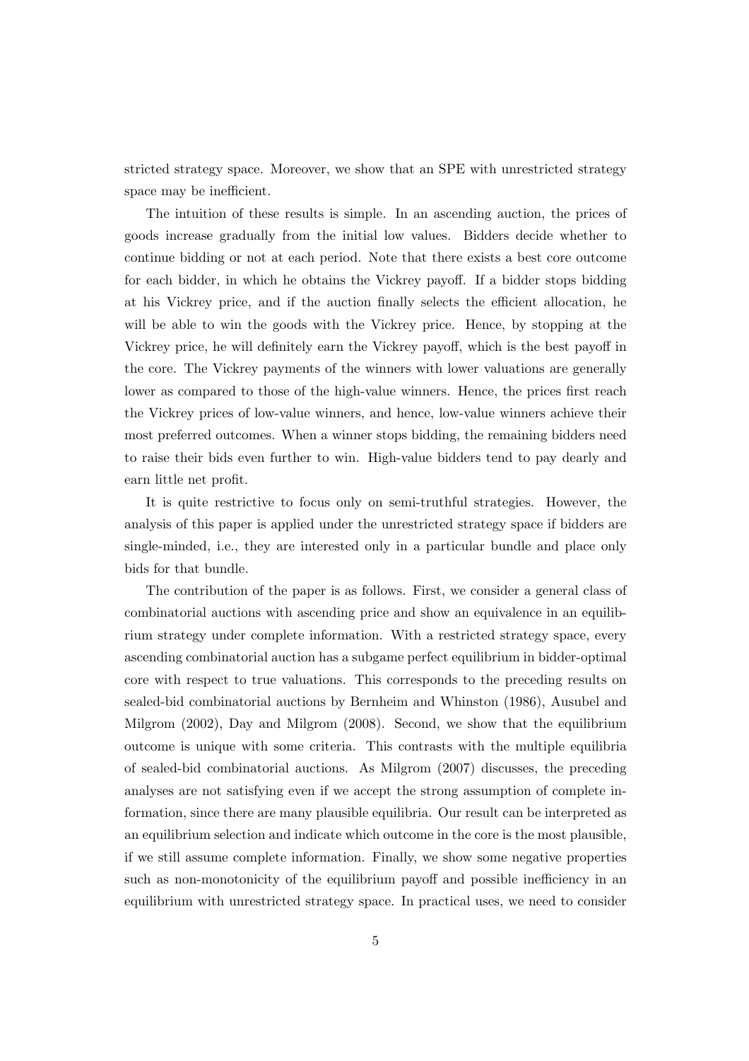stricted strategy space. Moreover, we show that an SPE with unrestricted strategy space may be inefficient.

The intuition of these results is simple. In an ascending auction, the prices of goods increase gradually from the initial low values. Bidders decide whether to continue bidding or not at each period. Note that there exists a best core outcome for each bidder, in which he obtains the Vickrey payoff. If a bidder stops bidding at his Vickrey price, and if the auction finally selects the efficient allocation, he will be able to win the goods with the Vickrey price. Hence, by stopping at the Vickrey price, he will definitely earn the Vickrey payoff, which is the best payoff in the core. The Vickrey payments of the winners with lower valuations are generally lower as compared to those of the high-value winners. Hence, the prices first reach the Vickrey prices of low-value winners, and hence, low-value winners achieve their most preferred outcomes. When a winner stops bidding, the remaining bidders need to raise their bids even further to win. High-value bidders tend to pay dearly and earn little net profit.

It is quite restrictive to focus only on semi-truthful strategies. However, the analysis of this paper is applied under the unrestricted strategy space if bidders are single-minded, i.e., they are interested only in a particular bundle and place only bids for that bundle.

The contribution of the paper is as follows. First, we consider a general class of combinatorial auctions with ascending price and show an equivalence in an equilibrium strategy under complete information. With a restricted strategy space, every ascending combinatorial auction has a subgame perfect equilibrium in bidder-optimal core with respect to true valuations. This corresponds to the preceding results on sealed-bid combinatorial auctions by Bernheim and Whinston (1986), Ausubel and Milgrom (2002), Day and Milgrom (2008). Second, we show that the equilibrium outcome is unique with some criteria. This contrasts with the multiple equilibria of sealed-bid combinatorial auctions. As Milgrom (2007) discusses, the preceding analyses are not satisfying even if we accept the strong assumption of complete information, since there are many plausible equilibria. Our result can be interpreted as an equilibrium selection and indicate which outcome in the core is the most plausible, if we still assume complete information. Finally, we show some negative properties such as non-monotonicity of the equilibrium payoff and possible inefficiency in an equilibrium with unrestricted strategy space. In practical uses, we need to consider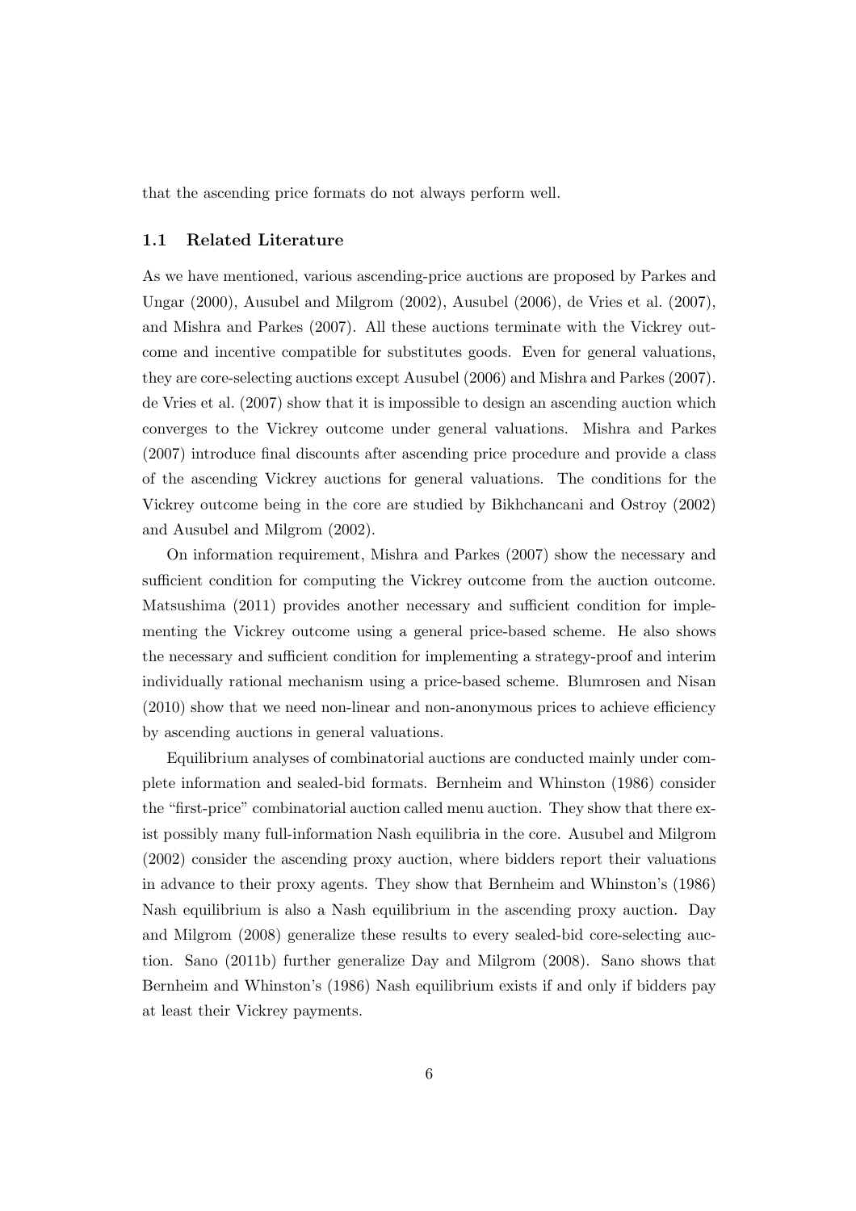that the ascending price formats do not always perform well.

### 1.1 Related Literature

As we have mentioned, various ascending-price auctions are proposed by Parkes and Ungar (2000), Ausubel and Milgrom (2002), Ausubel (2006), de Vries et al. (2007), and Mishra and Parkes (2007). All these auctions terminate with the Vickrey outcome and incentive compatible for substitutes goods. Even for general valuations, they are core-selecting auctions except Ausubel (2006) and Mishra and Parkes (2007). de Vries et al. (2007) show that it is impossible to design an ascending auction which converges to the Vickrey outcome under general valuations. Mishra and Parkes (2007) introduce final discounts after ascending price procedure and provide a class of the ascending Vickrey auctions for general valuations. The conditions for the Vickrey outcome being in the core are studied by Bikhchancani and Ostroy (2002) and Ausubel and Milgrom (2002).

On information requirement, Mishra and Parkes (2007) show the necessary and sufficient condition for computing the Vickrey outcome from the auction outcome. Matsushima (2011) provides another necessary and sufficient condition for implementing the Vickrey outcome using a general price-based scheme. He also shows the necessary and sufficient condition for implementing a strategy-proof and interim individually rational mechanism using a price-based scheme. Blumrosen and Nisan (2010) show that we need non-linear and non-anonymous prices to achieve efficiency by ascending auctions in general valuations.

Equilibrium analyses of combinatorial auctions are conducted mainly under complete information and sealed-bid formats. Bernheim and Whinston (1986) consider the "first-price" combinatorial auction called menu auction. They show that there exist possibly many full-information Nash equilibria in the core. Ausubel and Milgrom (2002) consider the ascending proxy auction, where bidders report their valuations in advance to their proxy agents. They show that Bernheim and Whinston's (1986) Nash equilibrium is also a Nash equilibrium in the ascending proxy auction. Day and Milgrom (2008) generalize these results to every sealed-bid core-selecting auction. Sano (2011b) further generalize Day and Milgrom (2008). Sano shows that Bernheim and Whinston's (1986) Nash equilibrium exists if and only if bidders pay at least their Vickrey payments.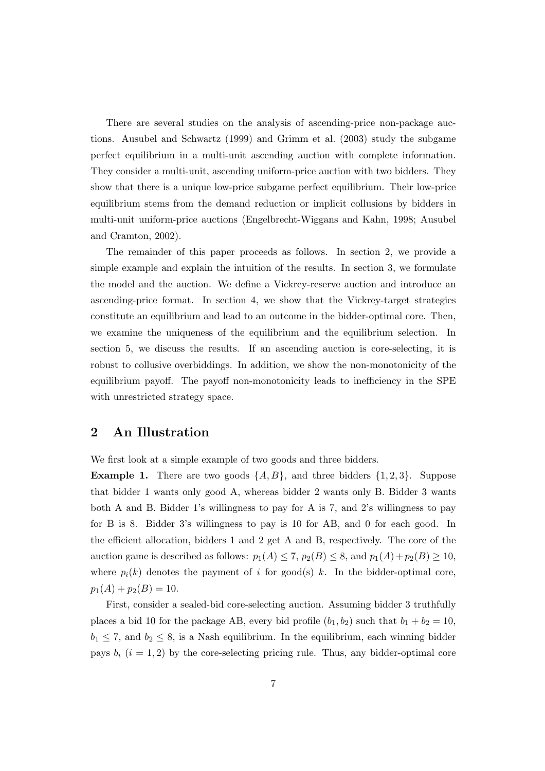There are several studies on the analysis of ascending-price non-package auctions. Ausubel and Schwartz (1999) and Grimm et al. (2003) study the subgame perfect equilibrium in a multi-unit ascending auction with complete information. They consider a multi-unit, ascending uniform-price auction with two bidders. They show that there is a unique low-price subgame perfect equilibrium. Their low-price equilibrium stems from the demand reduction or implicit collusions by bidders in multi-unit uniform-price auctions (Engelbrecht-Wiggans and Kahn, 1998; Ausubel and Cramton, 2002).

The remainder of this paper proceeds as follows. In section 2, we provide a simple example and explain the intuition of the results. In section 3, we formulate the model and the auction. We define a Vickrey-reserve auction and introduce an ascending-price format. In section 4, we show that the Vickrey-target strategies constitute an equilibrium and lead to an outcome in the bidder-optimal core. Then, we examine the uniqueness of the equilibrium and the equilibrium selection. In section 5, we discuss the results. If an ascending auction is core-selecting, it is robust to collusive overbiddings. In addition, we show the non-monotonicity of the equilibrium payoff. The payoff non-monotonicity leads to inefficiency in the SPE with unrestricted strategy space.

## 2 An Illustration

We first look at a simple example of two goods and three bidders.

**Example 1.** There are two goods $\{A, B\}$, and three bidders $\{1, 2, 3\}$. Suppose that bidder 1 wants only good A, whereas bidder 2 wants only B. Bidder 3 wants both A and B. Bidder 1's willingness to pay for A is 7, and 2's willingness to pay for B is 8. Bidder 3's willingness to pay is 10 for AB, and 0 for each good. In the efficient allocation, bidders 1 and 2 get A and B, respectively. The core of the auction game is described as follows: $p_1(A) \leq 7$, $p_2(B) \leq 8$, and $p_1(A) + p_2(B) \geq 10$, where $p_i(k)$ denotes the payment of $i$ for good(s) $k$. In the bidder-optimal core, $p_1(A) + p_2(B) = 10$.

First, consider a sealed-bid core-selecting auction. Assuming bidder 3 truthfully places a bid 10 for the package AB, every bid profile $(b_1, b_2)$ such that $b_1 + b_2 = 10$, $b_1 \leq 7$, and $b_2 \leq 8$, is a Nash equilibrium. In the equilibrium, each winning bidder pays $b_i$ $(i = 1, 2)$ by the core-selecting pricing rule. Thus, any bidder-optimal core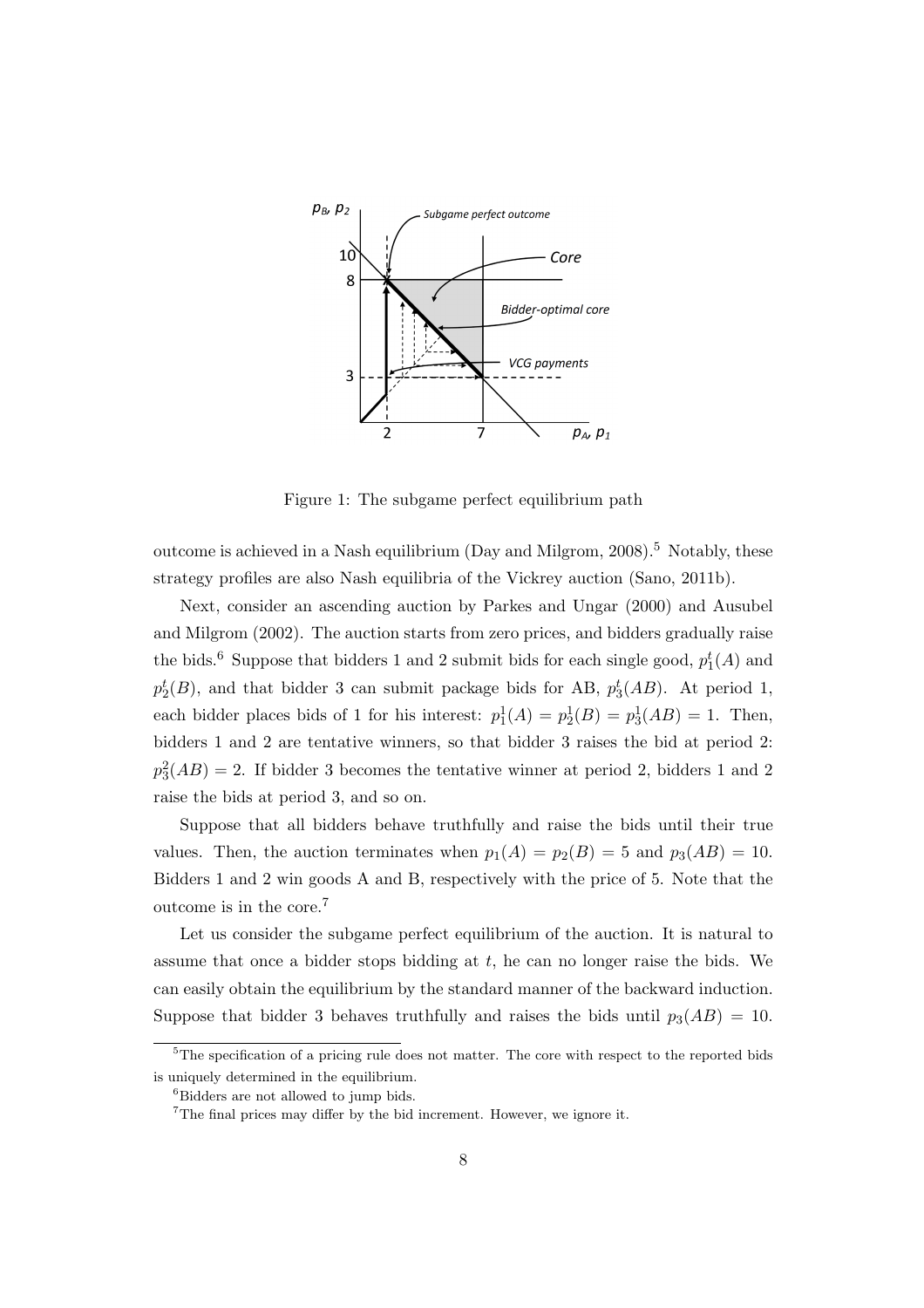Figure 1: The subgame perfect equilibrium path

outcome is achieved in a Nash equilibrium (Day and Milgrom, 2008).[5] Notably, these strategy profiles are also Nash equilibria of the Vickrey auction (Sano, 2011b).

Next, consider an ascending auction by Parkes and Ungar (2000) and Ausubel and Milgrom (2002). The auction starts from zero prices, and bidders gradually raise the bids.[6] Suppose that bidders 1 and 2 submit bids for each single good, $p_1^t(A)$ and $p_2^t(B)$, and that bidder 3 can submit package bids for AB, $p_3^t(AB)$. At period 1, each bidder places bids of 1 for his interest: $p_1^1(A) = p_2^1(B) = p_3^1(AB) = 1$. Then, bidders 1 and 2 are tentative winners, so that bidder 3 raises the bid at period 2: $p_3^2(AB) = 2$. If bidder 3 becomes the tentative winner at period 2, bidders 1 and 2 raise the bids at period 3, and so on.

Suppose that all bidders behave truthfully and raise the bids until their true values. Then, the auction terminates when $p_1(A) = p_2(B) = 5$ and $p_3(AB) = 10$. Bidders 1 and 2 win goods A and B, respectively with the price of 5. Note that the outcome is in the core.[7]

Let us consider the subgame perfect equilibrium of the auction. It is natural to assume that once a bidder stops bidding at $t$, he can no longer raise the bids. We can easily obtain the equilibrium by the standard manner of the backward induction. Suppose that bidder 3 behaves truthfully and raises the bids until $p_3(AB) = 10$.

[5] The specification of a pricing rule does not matter. The core with respect to the reported bids is uniquely determined in the equilibrium.

[6] Bidders are not allowed to jump bids.

[7] The final prices may differ by the bid increment. However, we ignore it.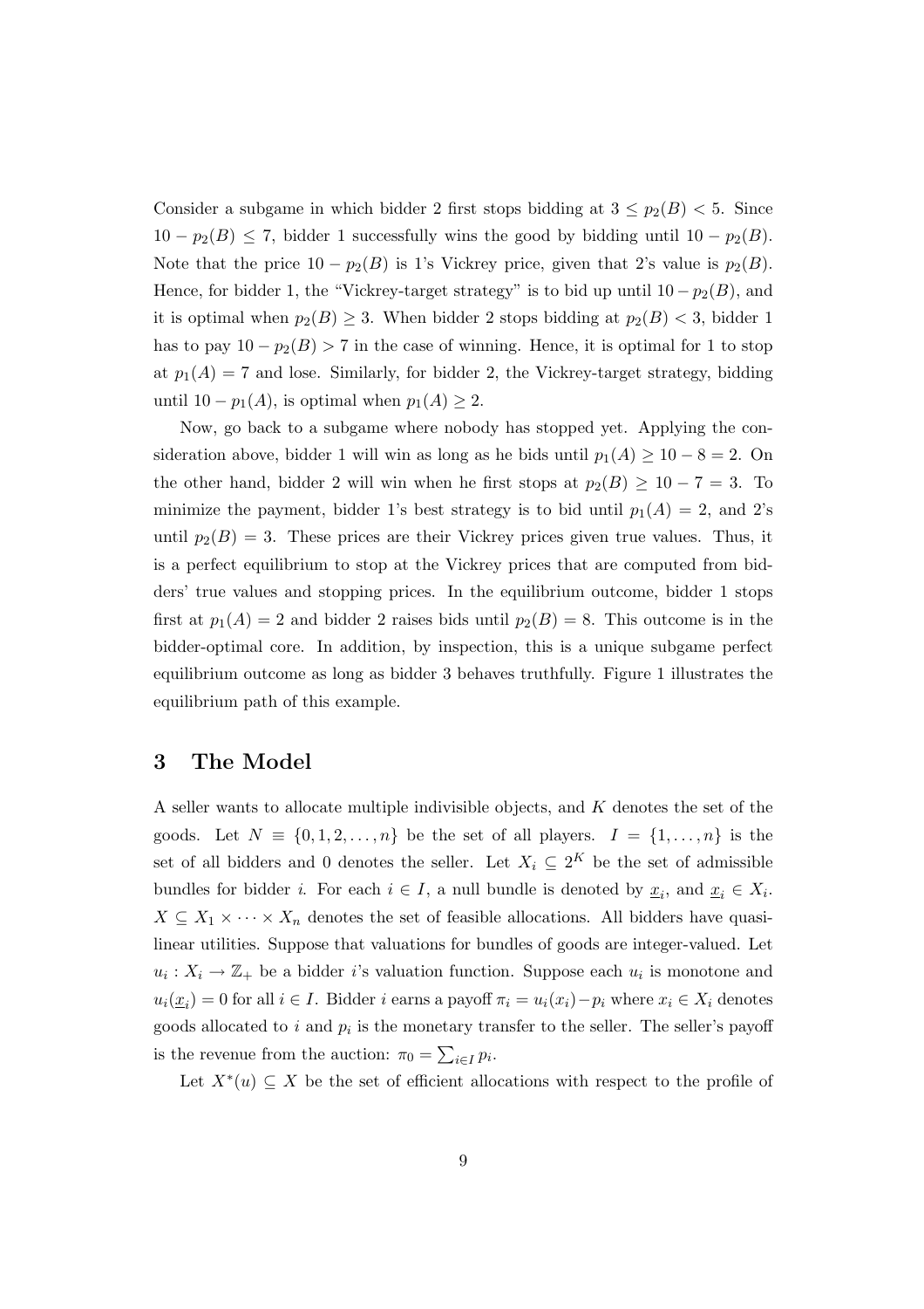Consider a subgame in which bidder 2 first stops bidding at $3 \leq p_2(B) < 5$. Since $10 - p_2(B) \leq 7$, bidder 1 successfully wins the good by bidding until $10 - p_2(B)$. Note that the price $10 - p_2(B)$ is 1's Vickrey price, given that 2's value is $p_2(B)$. Hence, for bidder 1, the "Vickrey-target strategy" is to bid up until $10 - p_2(B)$, and it is optimal when $p_2(B) \geq 3$. When bidder 2 stops bidding at $p_2(B) < 3$, bidder 1 has to pay $10 - p_2(B) > 7$ in the case of winning. Hence, it is optimal for 1 to stop at $p_1(A) = 7$ and lose. Similarly, for bidder 2, the Vickrey-target strategy, bidding until $10 - p_1(A)$, is optimal when $p_1(A) \geq 2$.

Now, go back to a subgame where nobody has stopped yet. Applying the consideration above, bidder 1 will win as long as he bids until $p_1(A) \geq 10 - 8 = 2$. On the other hand, bidder 2 will win when he first stops at $p_2(B) \geq 10 - 7 = 3$. To minimize the payment, bidder 1's best strategy is to bid until $p_1(A) = 2$, and 2's until $p_2(B) = 3$. These prices are their Vickrey prices given true values. Thus, it is a perfect equilibrium to stop at the Vickrey prices that are computed from bidders' true values and stopping prices. In the equilibrium outcome, bidder 1 stops first at $p_1(A) = 2$ and bidder 2 raises bids until $p_2(B) = 8$. This outcome is in the bidder-optimal core. In addition, by inspection, this is a unique subgame perfect equilibrium outcome as long as bidder 3 behaves truthfully. Figure 1 illustrates the equilibrium path of this example.

## 3 The Model

A seller wants to allocate multiple indivisible objects, and $K$ denotes the set of the goods. Let $N \equiv \{0, 1, 2, \ldots, n\}$ be the set of all players. $I = \{1, \ldots, n\}$ is the set of all bidders and 0 denotes the seller. Let $X_i \subseteq 2^K$ be the set of admissible bundles for bidder $i$. For each $i \in I$, a null bundle is denoted by $\underline{x}_i$, and $\underline{x}_i \in X_i$. $X \subseteq X_1 \times \cdots \times X_n$ denotes the set of feasible allocations. All bidders have quasi-linear utilities. Suppose that valuations for bundles of goods are integer-valued. Let $u_i : X_i \to \mathbb{Z}_+$ be a bidder $i$'s valuation function. Suppose each $u_i$ is monotone and $u_i(\underline{x}_i) = 0$ for all $i \in I$. Bidder $i$ earns a payoff $\pi_i = u_i(x_i) - p_i$ where $x_i \in X_i$ denotes goods allocated to $i$ and $p_i$ is the monetary transfer to the seller. The seller's payoff is the revenue from the auction: $\pi_0 = \sum_{i \in I} p_i$.

Let $X^*(u) \subseteq X$ be the set of efficient allocations with respect to the profile of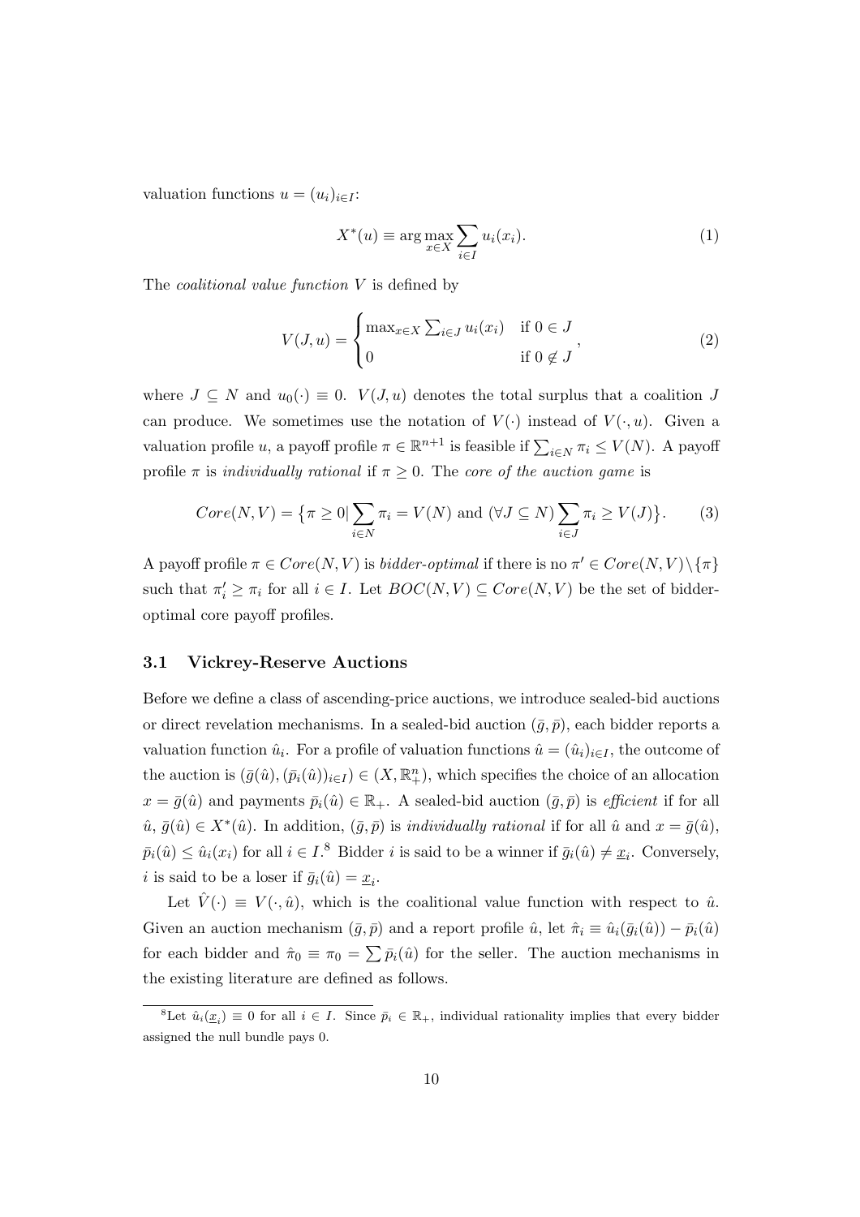valuation functions $u = (u_i)_{i \in I}$:

$$X^*(u) \equiv \arg\max_{x \in X} \sum_{i \in I} u_i(x_i). \tag{1}$$

The *coalitional value function* $V$ is defined by

$$V(J, u) = \begin{cases} \max_{x \in X} \sum_{i \in J} u_i(x_i) & \text{if } 0 \in J \\ 0 & \text{if } 0 \notin J \end{cases}, \tag{2}$$

where $J \subseteq N$ and $u_0(\cdot) \equiv 0$. $V(J, u)$ denotes the total surplus that a coalition $J$ can produce. We sometimes use the notation of $V(\cdot)$ instead of $V(\cdot, u)$. Given a valuation profile $u$, a payoff profile $\pi \in \mathbb{R}^{n+1}$ is feasible if $\sum_{i \in N} \pi_i \leq V(N)$. A payoff profile $\pi$ is *individually rational* if $\pi \geq 0$. The *core of the auction game* is

$$Core(N, V) = \big\{\pi \geq 0 | \sum_{i \in N} \pi_i = V(N) \text{ and } (\forall J \subseteq N) \sum_{i \in J} \pi_i \geq V(J)\big\}. \tag{3}$$

A payoff profile $\pi \in Core(N, V)$ is *bidder-optimal* if there is no $\pi' \in Core(N, V) \setminus \{\pi\}$ such that $\pi'_i \geq \pi_i$ for all $i \in I$. Let $BOC(N, V) \subseteq Core(N, V)$ be the set of bidder-optimal core payoff profiles.

### 3.1 Vickrey-Reserve Auctions

Before we define a class of ascending-price auctions, we introduce sealed-bid auctions or direct revelation mechanisms. In a sealed-bid auction $(\bar{g}, \bar{p})$, each bidder reports a valuation function $\hat{u}_i$. For a profile of valuation functions $\hat{u} = (\hat{u}_i)_{i \in I}$, the outcome of the auction is $(\bar{g}(\hat{u}), (\bar{p}_i(\hat{u}))_{i \in I}) \in (X, \mathbb{R}^n_+)$, which specifies the choice of an allocation $x = \bar{g}(\hat{u})$ and payments $\bar{p}_i(\hat{u}) \in \mathbb{R}_+$. A sealed-bid auction $(\bar{g}, \bar{p})$ is *efficient* if for all $\hat{u}$, $\bar{g}(\hat{u}) \in X^*(\hat{u})$. In addition, $(\bar{g}, \bar{p})$ is *individually rational* if for all $\hat{u}$ and $x = \bar{g}(\hat{u})$, $\bar{p}_i(\hat{u}) \leq \hat{u}_i(x_i)$ for all $i \in I$.[8] Bidder $i$ is said to be a winner if $\bar{g}_i(\hat{u}) \neq \underline{x}_i$. Conversely, $i$ is said to be a loser if $\bar{g}_i(\hat{u}) = \underline{x}_i$.

Let $\hat{V}(\cdot) \equiv V(\cdot, \hat{u})$, which is the coalitional value function with respect to $\hat{u}$. Given an auction mechanism $(\bar{g}, \bar{p})$ and a report profile $\hat{u}$, let $\hat{\pi}_i \equiv \hat{u}_i(\bar{g}_i(\hat{u})) - \bar{p}_i(\hat{u})$ for each bidder and $\hat{\pi}_0 \equiv \pi_0 = \sum \bar{p}_i(\hat{u})$ for the seller. The auction mechanisms in the existing literature are defined as follows.

[8] Let $\hat{u}_i(\underline{x}_i) \equiv 0$ for all $i \in I$. Since $\bar{p}_i \in \mathbb{R}_+$, individual rationality implies that every bidder assigned the null bundle pays 0.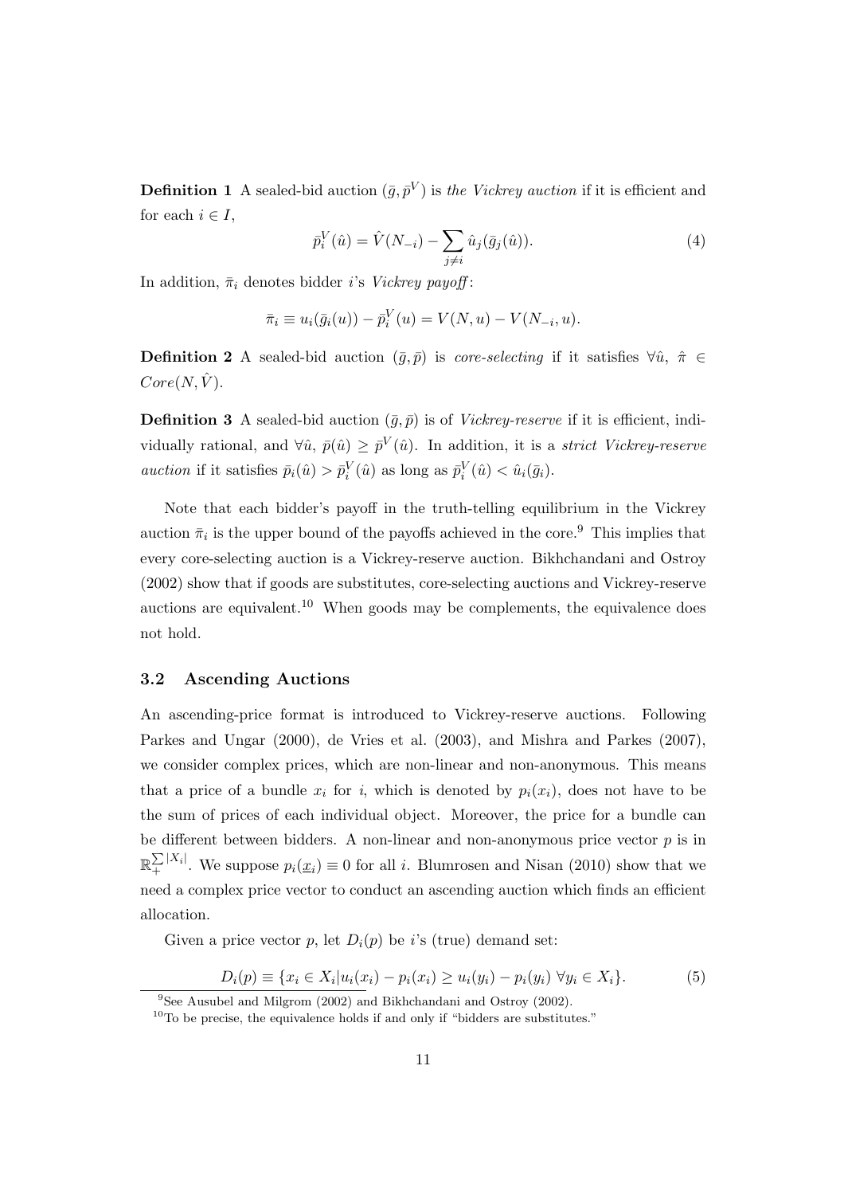**Definition 1** A sealed-bid auction $(\bar{g}, \bar{p}^V)$ is *the Vickrey auction* if it is efficient and for each $i \in I$,

$$\bar{p}_i^V(\hat{u}) = \hat{V}(N_{-i}) - \sum_{j \neq i} \hat{u}_j(\bar{g}_j(\hat{u})). \tag{4}$$

In addition, $\bar{\pi}_i$ denotes bidder $i$'s *Vickrey payoff*:

$$\bar{\pi}_i \equiv u_i(\bar{g}_i(u)) - \bar{p}_i^V(u) = V(N, u) - V(N_{-i}, u).$$

**Definition 2** A sealed-bid auction $(\bar{g}, \bar{p})$ is *core-selecting* if it satisfies $\forall \hat{u}$, $\hat{\pi} \in Core(N, \hat{V})$.

**Definition 3** A sealed-bid auction $(\bar{g}, \bar{p})$ is of *Vickrey-reserve* if it is efficient, individually rational, and $\forall \hat{u}$, $\bar{p}(\hat{u}) \geq \bar{p}^V(\hat{u})$. In addition, it is a *strict Vickrey-reserve auction* if it satisfies $\bar{p}_i(\hat{u}) > \bar{p}_i^V(\hat{u})$ as long as $\bar{p}_i^V(\hat{u}) < \hat{u}_i(\bar{g}_i)$.

Note that each bidder's payoff in the truth-telling equilibrium in the Vickrey auction $\bar{\pi}_i$ is the upper bound of the payoffs achieved in the core.[9] This implies that every core-selecting auction is a Vickrey-reserve auction. Bikhchandani and Ostroy (2002) show that if goods are substitutes, core-selecting auctions and Vickrey-reserve auctions are equivalent.[10] When goods may be complements, the equivalence does not hold.

### 3.2 Ascending Auctions

An ascending-price format is introduced to Vickrey-reserve auctions. Following Parkes and Ungar (2000), de Vries et al. (2003), and Mishra and Parkes (2007), we consider complex prices, which are non-linear and non-anonymous. This means that a price of a bundle $x_i$ for $i$, which is denoted by $p_i(x_i)$, does not have to be the sum of prices of each individual object. Moreover, the price for a bundle can be different between bidders. A non-linear and non-anonymous price vector $p$ is in $\mathbb{R}_+^{\sum |X_i|}$. We suppose $p_i(\underline{x}_i) \equiv 0$ for all $i$. Blumrosen and Nisan (2010) show that we need a complex price vector to conduct an ascending auction which finds an efficient allocation.

Given a price vector $p$, let $D_i(p)$ be $i$'s (true) demand set:

$$D_i(p) \equiv \{x_i \in X_i | u_i(x_i) - p_i(x_i) \geq u_i(y_i) - p_i(y_i) \ \forall y_i \in X_i\}. \tag{5}$$

[9] See Ausubel and Milgrom (2002) and Bikhchandani and Ostroy (2002).

[10] To be precise, the equivalence holds if and only if "bidders are substitutes."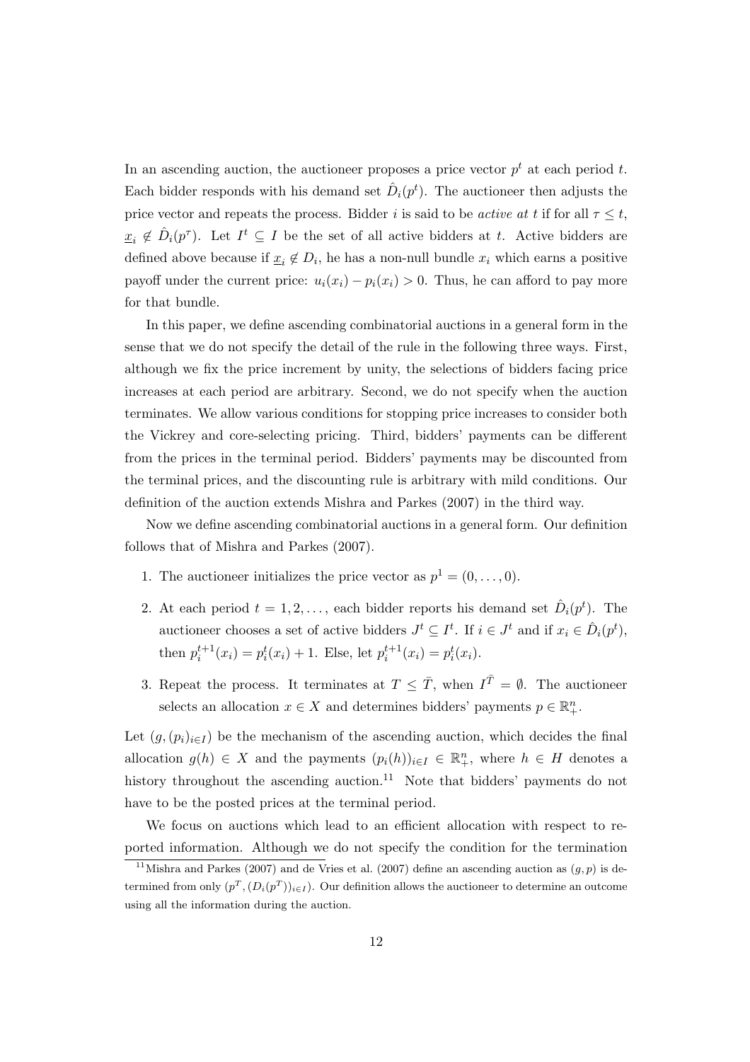In an ascending auction, the auctioneer proposes a price vector $p^t$ at each period $t$. Each bidder responds with his demand set $\hat{D}_i(p^t)$. The auctioneer then adjusts the price vector and repeats the process. Bidder $i$ is said to be *active at* $t$ if for all $\tau \leq t$, $\underline{x}_i \notin \hat{D}_i(p^\tau)$. Let $I^t \subseteq I$ be the set of all active bidders at $t$. Active bidders are defined above because if $\underline{x}_i \notin D_i$, he has a non-null bundle $x_i$ which earns a positive payoff under the current price: $u_i(x_i) - p_i(x_i) > 0$. Thus, he can afford to pay more for that bundle.

In this paper, we define ascending combinatorial auctions in a general form in the sense that we do not specify the detail of the rule in the following three ways. First, although we fix the price increment by unity, the selections of bidders facing price increases at each period are arbitrary. Second, we do not specify when the auction terminates. We allow various conditions for stopping price increases to consider both the Vickrey and core-selecting pricing. Third, bidders' payments can be different from the prices in the terminal period. Bidders' payments may be discounted from the terminal prices, and the discounting rule is arbitrary with mild conditions. Our definition of the auction extends Mishra and Parkes (2007) in the third way.

Now we define ascending combinatorial auctions in a general form. Our definition follows that of Mishra and Parkes (2007).

1. The auctioneer initializes the price vector as $p^1 = (0, \ldots, 0)$.
2. At each period $t = 1, 2, \ldots$, each bidder reports his demand set $\hat{D}_i(p^t)$. The auctioneer chooses a set of active bidders $J^t \subseteq I^t$. If $i \in J^t$ and if $x_i \in \hat{D}_i(p^t)$, then $p_i^{t+1}(x_i) = p_i^t(x_i) + 1$. Else, let $p_i^{t+1}(x_i) = p_i^t(x_i)$.
3. Repeat the process. It terminates at $T \leq \bar{T}$, when $I^{\bar{T}} = \emptyset$. The auctioneer selects an allocation $x \in X$ and determines bidders' payments $p \in \mathbb{R}^n_+$.

Let $(g, (p_i)_{i \in I})$ be the mechanism of the ascending auction, which decides the final allocation $g(h) \in X$ and the payments $(p_i(h))_{i \in I} \in \mathbb{R}^n_+$, where $h \in H$ denotes a history throughout the ascending auction.[11] Note that bidders' payments do not have to be the posted prices at the terminal period.

We focus on auctions which lead to an efficient allocation with respect to reported information. Although we do not specify the condition for the termination

[11] Mishra and Parkes (2007) and de Vries et al. (2007) define an ascending auction as $(g, p)$ is determined from only $(p^T, (D_i(p^T))_{i \in I})$. Our definition allows the auctioneer to determine an outcome using all the information during the auction.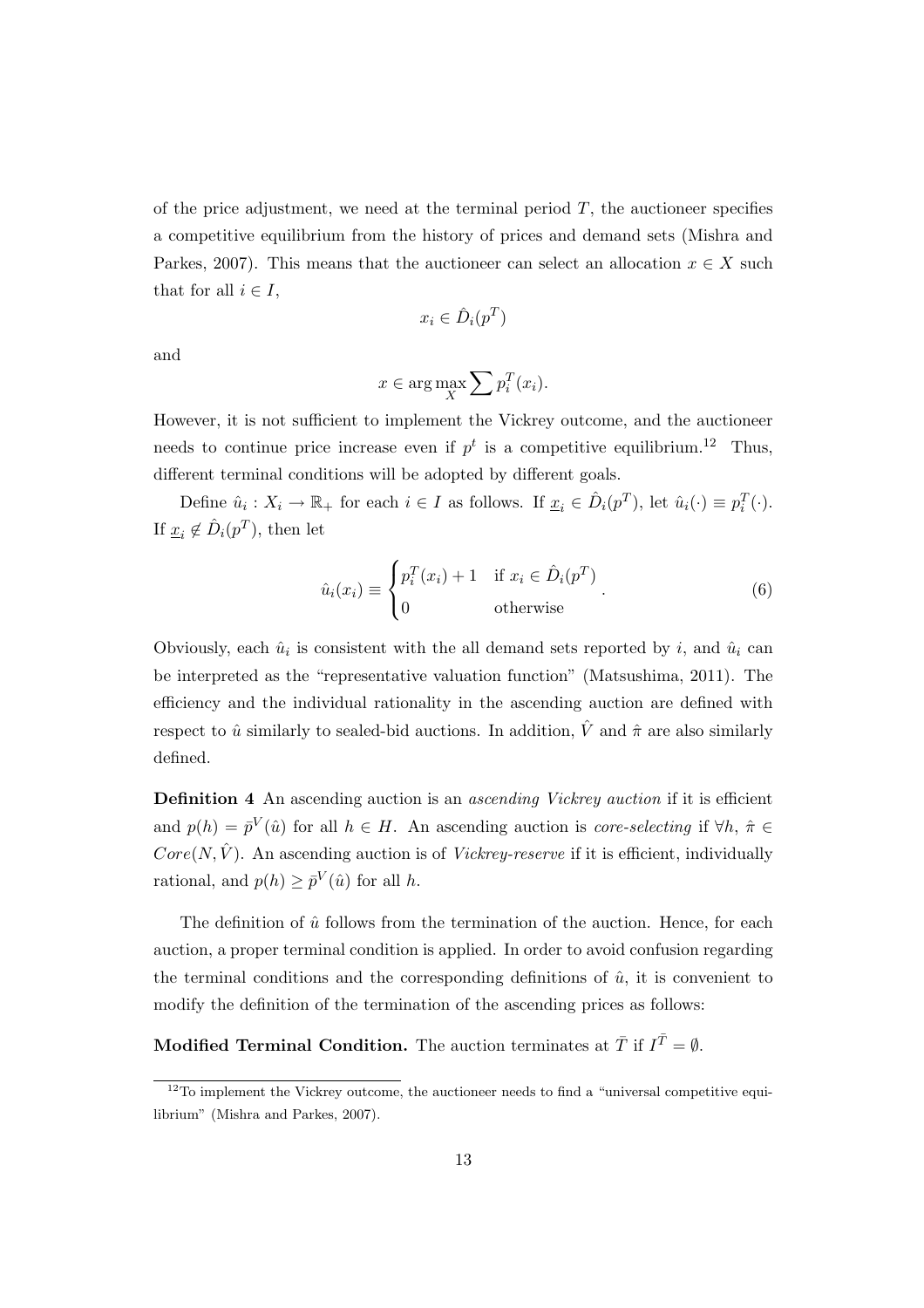of the price adjustment, we need at the terminal period $T$, the auctioneer specifies a competitive equilibrium from the history of prices and demand sets (Mishra and Parkes, 2007). This means that the auctioneer can select an allocation $x \in X$ such that for all $i \in I$,

$$x_i \in \hat{D}_i(p^T)$$

and

$$x \in \arg\max_X \sum p_i^T(x_i).$$

However, it is not sufficient to implement the Vickrey outcome, and the auctioneer needs to continue price increase even if $p^t$ is a competitive equilibrium.[12] Thus, different terminal conditions will be adopted by different goals.

Define $\hat{u}_i : X_i \to \mathbb{R}_+$ for each $i \in I$ as follows. If $\underline{x}_i \in \hat{D}_i(p^T)$, let $\hat{u}_i(\cdot) \equiv p_i^T(\cdot)$. If $\underline{x}_i \notin \hat{D}_i(p^T)$, then let

$$\hat{u}_i(x_i) \equiv \begin{cases} p_i^T(x_i) + 1 & \text{if } x_i \in \hat{D}_i(p^T) \\ 0 & \text{otherwise} \end{cases}. \tag{6}$$

Obviously, each $\hat{u}_i$ is consistent with the all demand sets reported by $i$, and $\hat{u}_i$ can be interpreted as the "representative valuation function" (Matsushima, 2011). The efficiency and the individual rationality in the ascending auction are defined with respect to $\hat{u}$ similarly to sealed-bid auctions. In addition, $\hat{V}$ and $\hat{\pi}$ are also similarly defined.

**Definition 4** An ascending auction is an *ascending Vickrey auction* if it is efficient and $p(h) = \bar{p}^V(\hat{u})$ for all $h \in H$. An ascending auction is *core-selecting* if $\forall h$, $\hat{\pi} \in Core(N, \hat{V})$. An ascending auction is of *Vickrey-reserve* if it is efficient, individually rational, and $p(h) \geq \bar{p}^V(\hat{u})$ for all $h$.

The definition of $\hat{u}$ follows from the termination of the auction. Hence, for each auction, a proper terminal condition is applied. In order to avoid confusion regarding the terminal conditions and the corresponding definitions of $\hat{u}$, it is convenient to modify the definition of the termination of the ascending prices as follows:

**Modified Terminal Condition.** The auction terminates at $\bar{T}$ if $I^{\bar{T}} = \emptyset$.

[12] To implement the Vickrey outcome, the auctioneer needs to find a "universal competitive equilibrium" (Mishra and Parkes, 2007).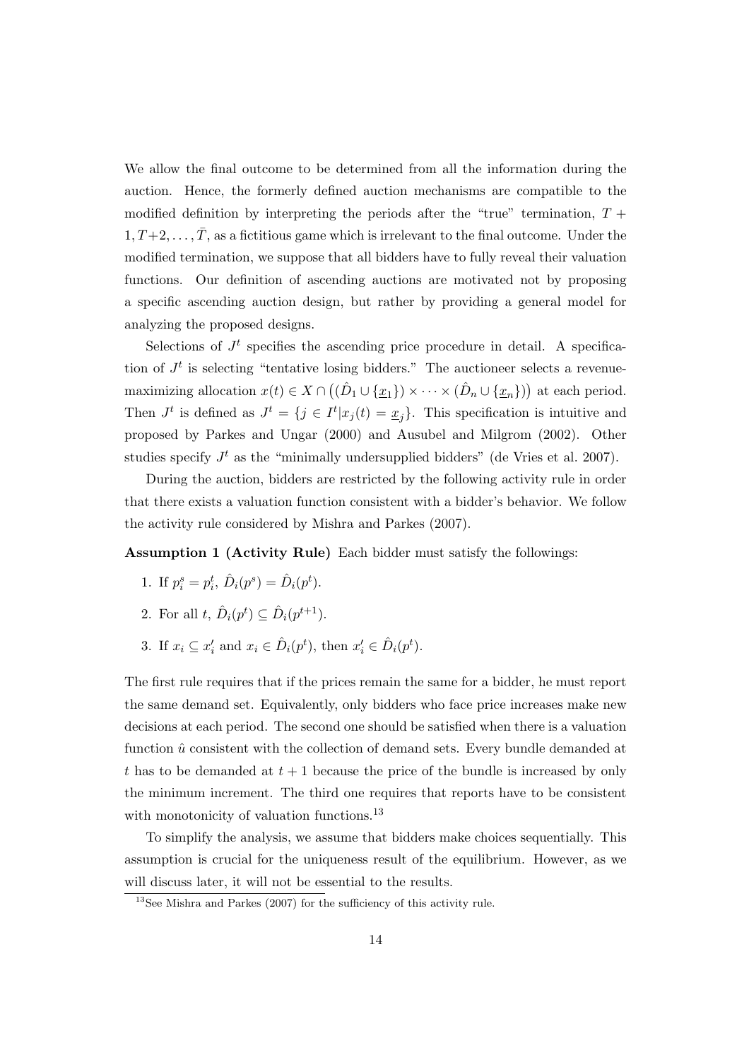We allow the final outcome to be determined from all the information during the auction. Hence, the formerly defined auction mechanisms are compatible to the modified definition by interpreting the periods after the "true" termination, $T+1, T+2, \ldots, \bar{T}$, as a fictitious game which is irrelevant to the final outcome. Under the modified termination, we suppose that all bidders have to fully reveal their valuation functions. Our definition of ascending auctions are motivated not by proposing a specific ascending auction design, but rather by providing a general model for analyzing the proposed designs.

Selections of $J^t$ specifies the ascending price procedure in detail. A specification of $J^t$ is selecting "tentative losing bidders." The auctioneer selects a revenue-maximizing allocation $x(t) \in X \cap \left((\hat{D}_1 \cup \{\underline{x}_1\}) \times \cdots \times (\hat{D}_n \cup \{\underline{x}_n\})\right)$ at each period. Then $J^t$ is defined as $J^t = \{j \in I^t | x_j(t) = \underline{x}_j\}$. This specification is intuitive and proposed by Parkes and Ungar (2000) and Ausubel and Milgrom (2002). Other studies specify $J^t$ as the "minimally undersupplied bidders" (de Vries et al. 2007).

During the auction, bidders are restricted by the following activity rule in order that there exists a valuation function consistent with a bidder's behavior. We follow the activity rule considered by Mishra and Parkes (2007).

**Assumption 1 (Activity Rule)** Each bidder must satisfy the followings:

1. If $p_i^s = p_i^t$, $\hat{D}_i(p^s) = \hat{D}_i(p^t)$.
2. For all $t$, $\hat{D}_i(p^t) \subseteq \hat{D}_i(p^{t+1})$.
3. If $x_i \subseteq x_i'$ and $x_i \in \hat{D}_i(p^t)$, then $x_i' \in \hat{D}_i(p^t)$.

The first rule requires that if the prices remain the same for a bidder, he must report the same demand set. Equivalently, only bidders who face price increases make new decisions at each period. The second one should be satisfied when there is a valuation function $\hat{u}$ consistent with the collection of demand sets. Every bundle demanded at $t$ has to be demanded at $t+1$ because the price of the bundle is increased by only the minimum increment. The third one requires that reports have to be consistent with monotonicity of valuation functions.[13]

To simplify the analysis, we assume that bidders make choices sequentially. This assumption is crucial for the uniqueness result of the equilibrium. However, as we will discuss later, it will not be essential to the results.

[13] See Mishra and Parkes (2007) for the sufficiency of this activity rule.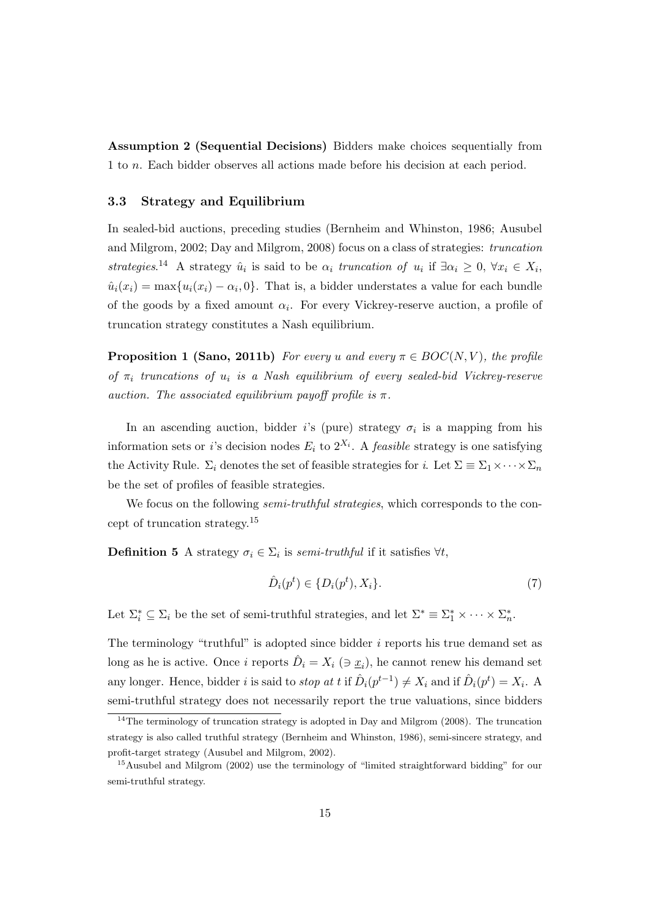**Assumption 2 (Sequential Decisions)** Bidders make choices sequentially from 1 to $n$. Each bidder observes all actions made before his decision at each period.

### 3.3 Strategy and Equilibrium

In sealed-bid auctions, preceding studies (Bernheim and Whinston, 1986; Ausubel and Milgrom, 2002; Day and Milgrom, 2008) focus on a class of strategies: *truncation strategies*.[14] A strategy $\hat{u}_i$ is said to be $\alpha_i$ *truncation of* $u_i$ if $\exists \alpha_i \geq 0$, $\forall x_i \in X_i$, $\hat{u}_i(x_i) = \max\{u_i(x_i) - \alpha_i, 0\}$. That is, a bidder understates a value for each bundle of the goods by a fixed amount $\alpha_i$. For every Vickrey-reserve auction, a profile of truncation strategy constitutes a Nash equilibrium.

**Proposition 1 (Sano, 2011b)** *For every $u$ and every $\pi \in BOC(N, V)$, the profile of $\pi_i$ truncations of $u_i$ is a Nash equilibrium of every sealed-bid Vickrey-reserve auction. The associated equilibrium payoff profile is $\pi$.*

In an ascending auction, bidder $i$'s (pure) strategy $\sigma_i$ is a mapping from his information sets or $i$'s decision nodes $E_i$ to $2^{X_i}$. A *feasible* strategy is one satisfying the Activity Rule. $\Sigma_i$ denotes the set of feasible strategies for $i$. Let $\Sigma \equiv \Sigma_1 \times \cdots \times \Sigma_n$ be the set of profiles of feasible strategies.

We focus on the following *semi-truthful strategies*, which corresponds to the concept of truncation strategy.[15]

**Definition 5** A strategy $\sigma_i \in \Sigma_i$ is *semi-truthful* if it satisfies $\forall t$,

$$\hat{D}_i(p^t) \in \{D_i(p^t), X_i\}. \tag{7}$$

Let $\Sigma_i^* \subseteq \Sigma_i$ be the set of semi-truthful strategies, and let $\Sigma^* \equiv \Sigma_1^* \times \cdots \times \Sigma_n^*$.

The terminology "truthful" is adopted since bidder $i$ reports his true demand set as long as he is active. Once $i$ reports $\hat{D}_i = X_i$ ($\ni \underline{x}_i$), he cannot renew his demand set any longer. Hence, bidder $i$ is said to *stop at $t$* if $\hat{D}_i(p^{t-1}) \neq X_i$ and if $\hat{D}_i(p^t) = X_i$. A semi-truthful strategy does not necessarily report the true valuations, since bidders

[14] The terminology of truncation strategy is adopted in Day and Milgrom (2008). The truncation strategy is also called truthful strategy (Bernheim and Whinston, 1986), semi-sincere strategy, and profit-target strategy (Ausubel and Milgrom, 2002).

[15] Ausubel and Milgrom (2002) use the terminology of "limited straightforward bidding" for our semi-truthful strategy.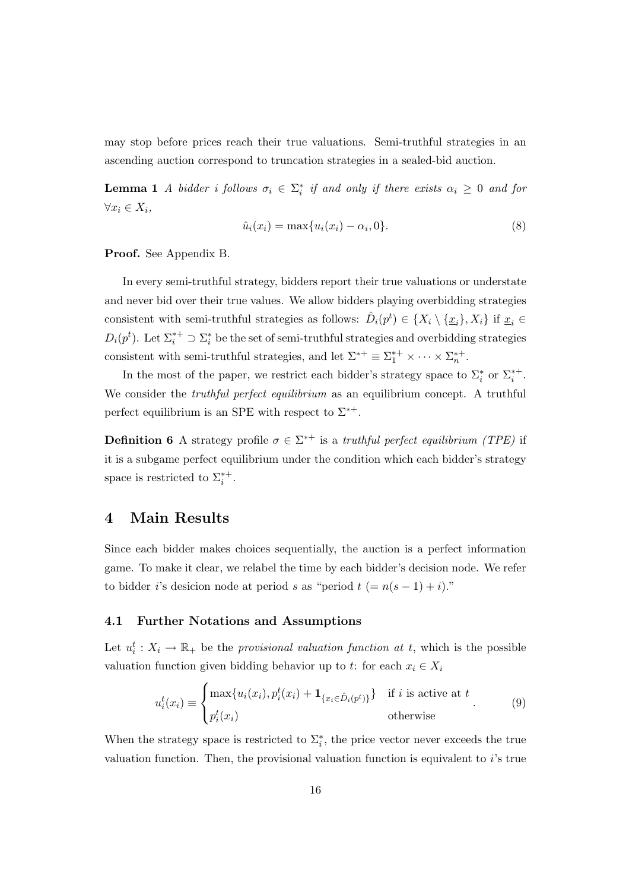may stop before prices reach their true valuations. Semi-truthful strategies in an ascending auction correspond to truncation strategies in a sealed-bid auction.

**Lemma 1** *A bidder $i$ follows $\sigma_i \in \Sigma_i^*$ if and only if there exists $\alpha_i \geq 0$ and for $\forall x_i \in X_i$,*

$$\hat{u}_i(x_i) = \max\{u_i(x_i) - \alpha_i, 0\}. \tag{8}$$

**Proof.** See Appendix B.

In every semi-truthful strategy, bidders report their true valuations or understate and never bid over their true values. We allow bidders playing overbidding strategies consistent with semi-truthful strategies as follows: $\hat{D}_i(p^t) \in \{X_i \setminus \{\underline{x}_i\}, X_i\}$ if $\underline{x}_i \in D_i(p^t)$. Let $\Sigma_i^{*+} \supset \Sigma_i^*$ be the set of semi-truthful strategies and overbidding strategies consistent with semi-truthful strategies, and let $\Sigma^{*+} \equiv \Sigma_1^{*+} \times \cdots \times \Sigma_n^{*+}$.

In the most of the paper, we restrict each bidder's strategy space to $\Sigma_i^*$ or $\Sigma_i^{*+}$. We consider the *truthful perfect equilibrium* as an equilibrium concept. A truthful perfect equilibrium is an SPE with respect to $\Sigma^{*+}$.

**Definition 6** A strategy profile $\sigma \in \Sigma^{*+}$ is a *truthful perfect equilibrium (TPE)* if it is a subgame perfect equilibrium under the condition which each bidder's strategy space is restricted to $\Sigma_i^{*+}$.

# 4 Main Results

Since each bidder makes choices sequentially, the auction is a perfect information game. To make it clear, we relabel the time by each bidder's decision node. We refer to bidder $i$'s desicion node at period $s$ as "period $t$ $(= n(s-1)+i)$."

## 4.1 Further Notations and Assumptions

Let $u_i^t : X_i \to \mathbb{R}_+$ be the *provisional valuation function at $t$*, which is the possible valuation function given bidding behavior up to $t$: for each $x_i \in X_i$

$$u_i^t(x_i) \equiv \begin{cases} \max\{u_i(x_i), p_i^t(x_i) + \mathbf{1}_{\{x_i \in \hat{D}_i(p^t)\}}\} & \text{if } i \text{ is active at } t \\ p_i^t(x_i) & \text{otherwise} \end{cases}. \tag{9}$$

When the strategy space is restricted to $\Sigma_i^*$, the price vector never exceeds the true valuation function. Then, the provisional valuation function is equivalent to $i$'s true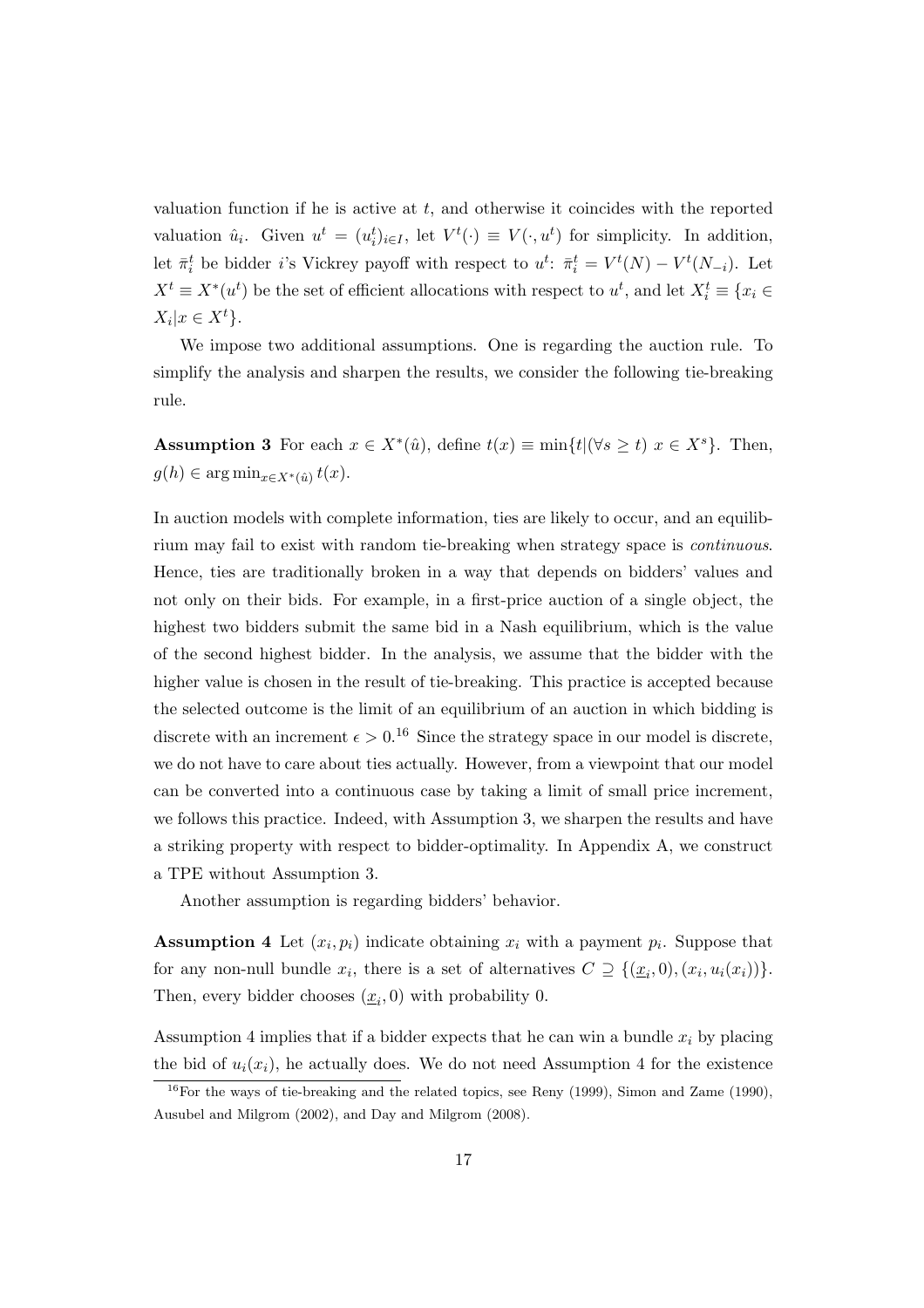valuation function if he is active at $t$, and otherwise it coincides with the reported valuation $\hat{u}_i$. Given $u^t = (u_i^t)_{i \in I}$, let $V^t(\cdot) \equiv V(\cdot, u^t)$ for simplicity. In addition, let $\bar{\pi}_i^t$ be bidder $i$'s Vickrey payoff with respect to $u^t$: $\bar{\pi}_i^t = V^t(N) - V^t(N_{-i})$. Let $X^t \equiv X^*(u^t)$ be the set of efficient allocations with respect to $u^t$, and let $X_i^t \equiv \{x_i \in X_i | x \in X^t\}$.

We impose two additional assumptions. One is regarding the auction rule. To simplify the analysis and sharpen the results, we consider the following tie-breaking rule.

**Assumption 3** For each $x \in X^*(\hat{u})$, define $t(x) \equiv \min\{t | (\forall s \geq t)\ x \in X^s\}$. Then, $g(h) \in \arg\min_{x \in X^*(\hat{u})} t(x)$.

In auction models with complete information, ties are likely to occur, and an equilibrium may fail to exist with random tie-breaking when strategy space is *continuous*. Hence, ties are traditionally broken in a way that depends on bidders' values and not only on their bids. For example, in a first-price auction of a single object, the highest two bidders submit the same bid in a Nash equilibrium, which is the value of the second highest bidder. In the analysis, we assume that the bidder with the higher value is chosen in the result of tie-breaking. This practice is accepted because the selected outcome is the limit of an equilibrium of an auction in which bidding is discrete with an increment $\epsilon > 0$.[16] Since the strategy space in our model is discrete, we do not have to care about ties actually. However, from a viewpoint that our model can be converted into a continuous case by taking a limit of small price increment, we follows this practice. Indeed, with Assumption 3, we sharpen the results and have a striking property with respect to bidder-optimality. In Appendix A, we construct a TPE without Assumption 3.

Another assumption is regarding bidders' behavior.

**Assumption 4** Let $(x_i, p_i)$ indicate obtaining $x_i$ with a payment $p_i$. Suppose that for any non-null bundle $x_i$, there is a set of alternatives $C \supseteq \{(\underline{x}_i, 0), (x_i, u_i(x_i))\}$. Then, every bidder chooses $(\underline{x}_i, 0)$ with probability 0.

Assumption 4 implies that if a bidder expects that he can win a bundle $x_i$ by placing the bid of $u_i(x_i)$, he actually does. We do not need Assumption 4 for the existence

[16] For the ways of tie-breaking and the related topics, see Reny (1999), Simon and Zame (1990), Ausubel and Milgrom (2002), and Day and Milgrom (2008).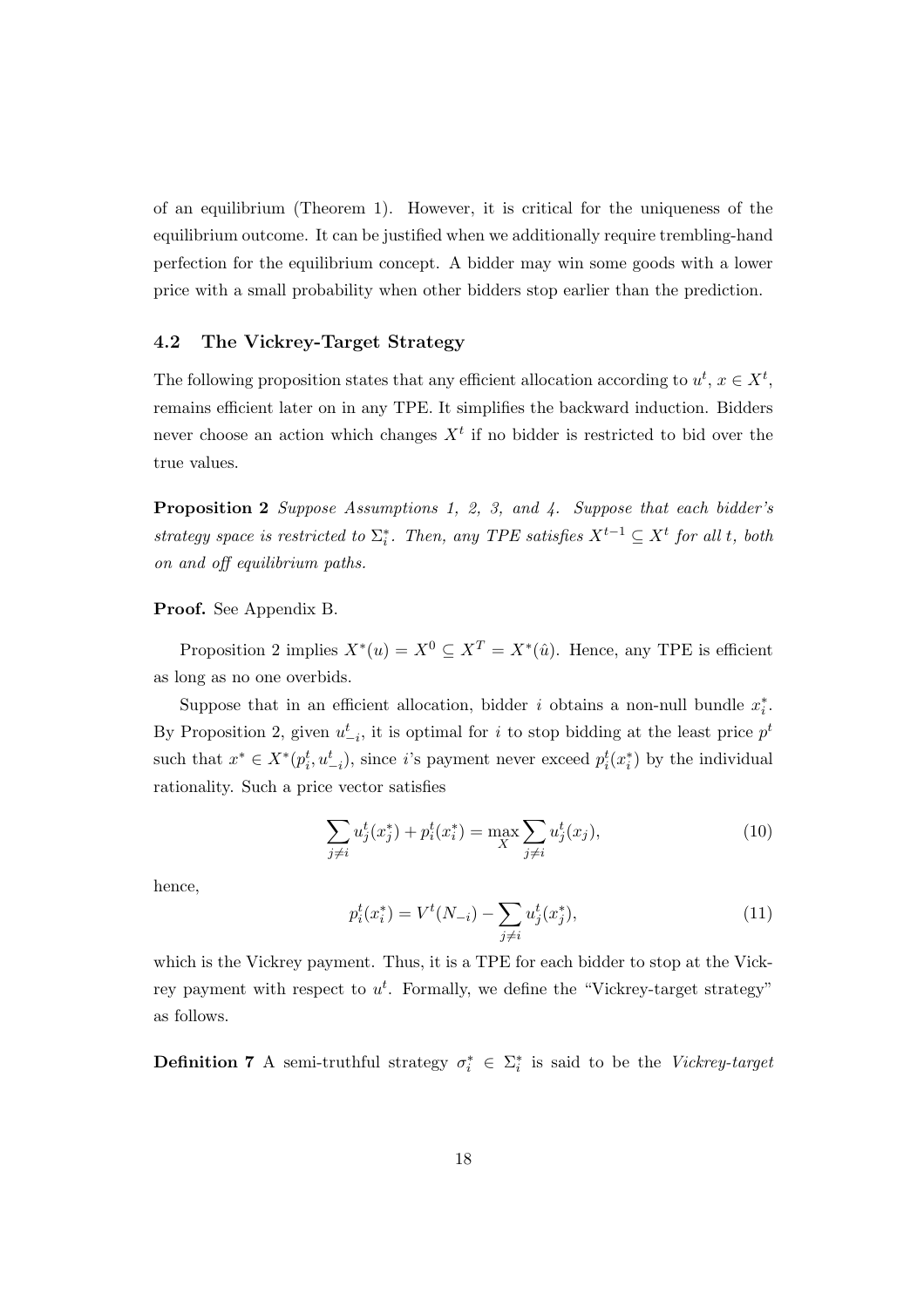of an equilibrium (Theorem 1). However, it is critical for the uniqueness of the equilibrium outcome. It can be justified when we additionally require trembling-hand perfection for the equilibrium concept. A bidder may win some goods with a lower price with a small probability when other bidders stop earlier than the prediction.

### 4.2 The Vickrey-Target Strategy

The following proposition states that any efficient allocation according to $u^t$, $x \in X^t$, remains efficient later on in any TPE. It simplifies the backward induction. Bidders never choose an action which changes $X^t$ if no bidder is restricted to bid over the true values.

**Proposition 2** *Suppose Assumptions 1, 2, 3, and 4. Suppose that each bidder's strategy space is restricted to $\Sigma_i^*$. Then, any TPE satisfies $X^{t-1} \subseteq X^t$ for all $t$, both on and off equilibrium paths.*

**Proof.** See Appendix B.

Proposition 2 implies $X^*(u) = X^0 \subseteq X^T = X^*(\hat{u})$. Hence, any TPE is efficient as long as no one overbids.

Suppose that in an efficient allocation, bidder $i$ obtains a non-null bundle $x_i^*$. By Proposition 2, given $u_{-i}^t$, it is optimal for $i$ to stop bidding at the least price $p^t$ such that $x^* \in X^*(p_i^t, u_{-i}^t)$, since $i$'s payment never exceed $p_i^t(x_i^*)$ by the individual rationality. Such a price vector satisfies

$$\sum_{j \neq i} u_j^t(x_j^*) + p_i^t(x_i^*) = \max_X \sum_{j \neq i} u_j^t(x_j), \tag{10}$$

hence,

$$p_i^t(x_i^*) = V^t(N_{-i}) - \sum_{j \neq i} u_j^t(x_j^*), \tag{11}$$

which is the Vickrey payment. Thus, it is a TPE for each bidder to stop at the Vickrey payment with respect to $u^t$. Formally, we define the "Vickrey-target strategy" as follows.

**Definition 7** A semi-truthful strategy $\sigma_i^* \in \Sigma_i^*$ is said to be the *Vickrey-target*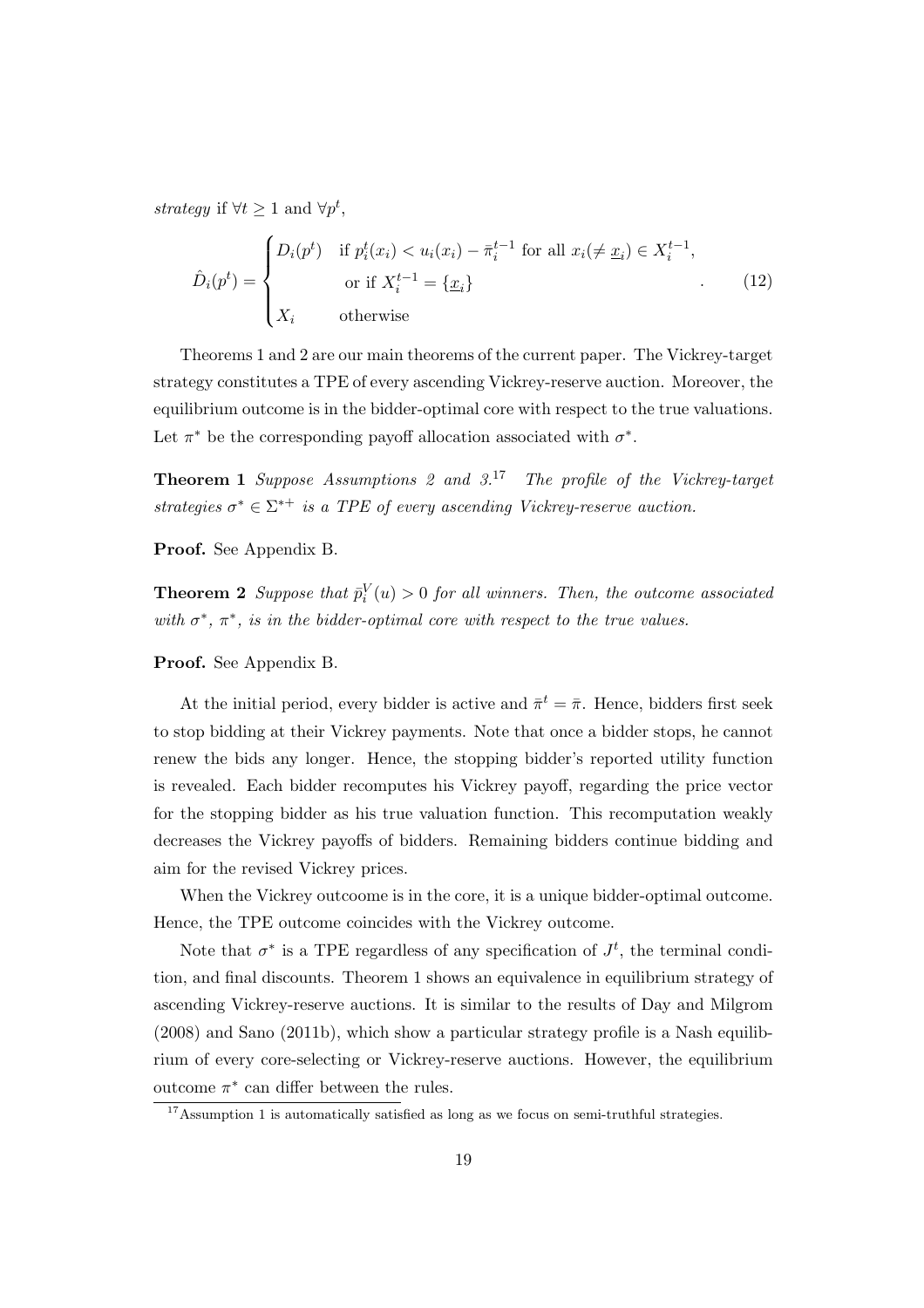*strategy* if $\forall t \geq 1$ and $\forall p^t$,

$$\hat{D}_i(p^t) = \begin{cases} D_i(p^t) & \text{if } p_i^t(x_i) < u_i(x_i) - \bar{\pi}_i^{t-1} \text{ for all } x_i (\neq \underline{x}_i) \in X_i^{t-1}, \\ & \text{or if } X_i^{t-1} = \{\underline{x}_i\} \\ X_i & \text{otherwise} \end{cases} . \tag{12}$$

Theorems 1 and 2 are our main theorems of the current paper. The Vickrey-target strategy constitutes a TPE of every ascending Vickrey-reserve auction. Moreover, the equilibrium outcome is in the bidder-optimal core with respect to the true valuations. Let $\pi^*$ be the corresponding payoff allocation associated with $\sigma^*$.

**Theorem 1** *Suppose Assumptions 2 and 3.*[17] *The profile of the Vickrey-target strategies $\sigma^* \in \Sigma^{*+}$ is a TPE of every ascending Vickrey-reserve auction.*

**Proof.** See Appendix B.

**Theorem 2** *Suppose that $\bar{p}_i^V(u) > 0$ for all winners. Then, the outcome associated with $\sigma^*$, $\pi^*$, is in the bidder-optimal core with respect to the true values.*

**Proof.** See Appendix B.

At the initial period, every bidder is active and $\bar{\pi}^t = \bar{\pi}$. Hence, bidders first seek to stop bidding at their Vickrey payments. Note that once a bidder stops, he cannot renew the bids any longer. Hence, the stopping bidder's reported utility function is revealed. Each bidder recomputes his Vickrey payoff, regarding the price vector for the stopping bidder as his true valuation function. This recomputation weakly decreases the Vickrey payoffs of bidders. Remaining bidders continue bidding and aim for the revised Vickrey prices.

When the Vickrey outcoome is in the core, it is a unique bidder-optimal outcome. Hence, the TPE outcome coincides with the Vickrey outcome.

Note that $\sigma^*$ is a TPE regardless of any specification of $J^t$, the terminal condition, and final discounts. Theorem 1 shows an equivalence in equilibrium strategy of ascending Vickrey-reserve auctions. It is similar to the results of Day and Milgrom (2008) and Sano (2011b), which show a particular strategy profile is a Nash equilibrium of every core-selecting or Vickrey-reserve auctions. However, the equilibrium outcome $\pi^*$ can differ between the rules.

[17] Assumption 1 is automatically satisfied as long as we focus on semi-truthful strategies.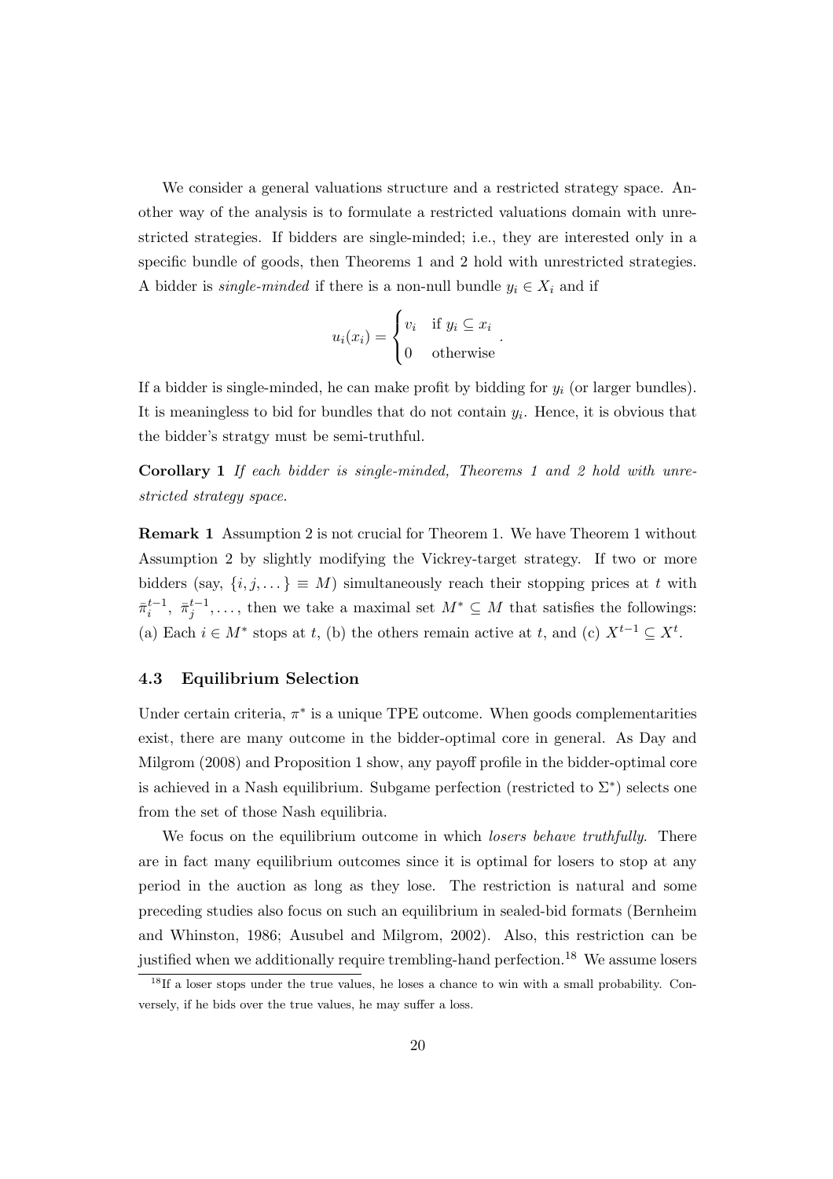We consider a general valuations structure and a restricted strategy space. Another way of the analysis is to formulate a restricted valuations domain with unrestricted strategies. If bidders are single-minded; i.e., they are interested only in a specific bundle of goods, then Theorems 1 and 2 hold with unrestricted strategies. A bidder is *single-minded* if there is a non-null bundle $y_i \in X_i$ and if

$$u_i(x_i) = \begin{cases} v_i & \text{if } y_i \subseteq x_i \\ 0 & \text{otherwise} \end{cases}.$$

If a bidder is single-minded, he can make profit by bidding for $y_i$ (or larger bundles). It is meaningless to bid for bundles that do not contain $y_i$. Hence, it is obvious that the bidder's stratgy must be semi-truthful.

**Corollary 1** *If each bidder is single-minded, Theorems 1 and 2 hold with unrestricted strategy space.*

**Remark 1** Assumption 2 is not crucial for Theorem 1. We have Theorem 1 without Assumption 2 by slightly modifying the Vickrey-target strategy. If two or more bidders (say, $\{i, j, \dots\} \equiv M$) simultaneously reach their stopping prices at $t$ with $\bar{\pi}_i^{t-1}$, $\bar{\pi}_j^{t-1}, \dots$, then we take a maximal set $M^* \subseteq M$ that satisfies the followings: (a) Each $i \in M^*$ stops at $t$, (b) the others remain active at $t$, and (c) $X^{t-1} \subseteq X^t$.

### 4.3 Equilibrium Selection

Under certain criteria, $\pi^*$ is a unique TPE outcome. When goods complementarities exist, there are many outcome in the bidder-optimal core in general. As Day and Milgrom (2008) and Proposition 1 show, any payoff profile in the bidder-optimal core is achieved in a Nash equilibrium. Subgame perfection (restricted to $\Sigma^*$) selects one from the set of those Nash equilibria.

We focus on the equilibrium outcome in which *losers behave truthfully*. There are in fact many equilibrium outcomes since it is optimal for losers to stop at any period in the auction as long as they lose. The restriction is natural and some preceding studies also focus on such an equilibrium in sealed-bid formats (Bernheim and Whinston, 1986; Ausubel and Milgrom, 2002). Also, this restriction can be justified when we additionally require trembling-hand perfection.[18] We assume losers

[18] If a loser stops under the true values, he loses a chance to win with a small probability. Conversely, if he bids over the true values, he may suffer a loss.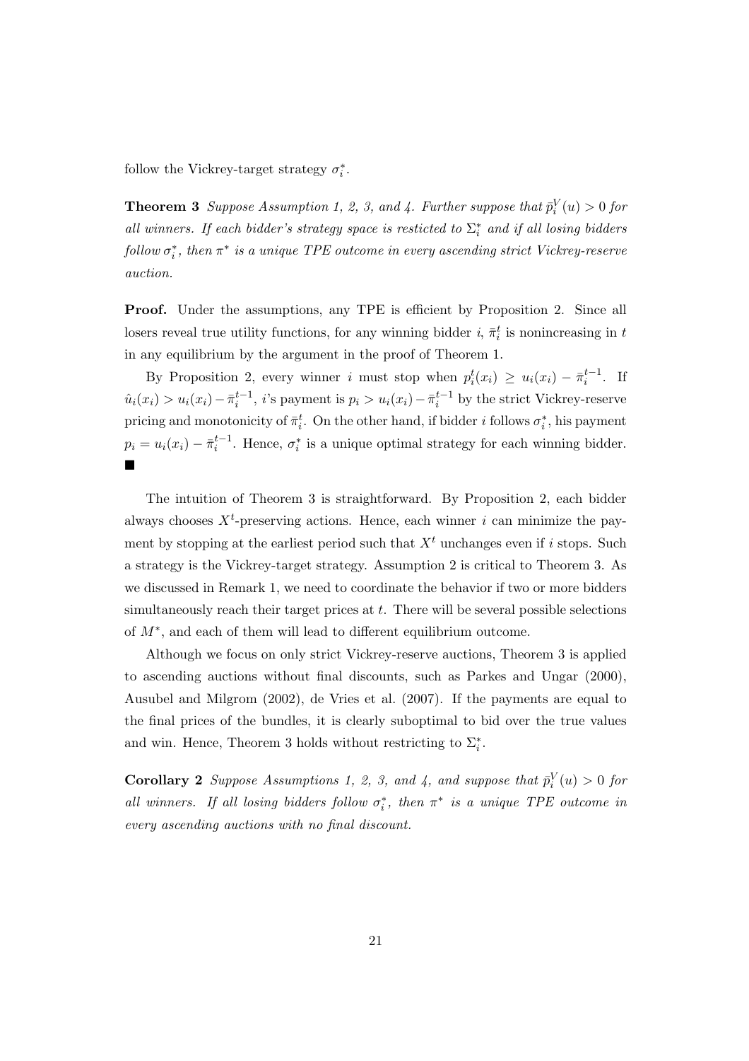follow the Vickrey-target strategy $\sigma_i^*$.

**Theorem 3** *Suppose Assumption 1, 2, 3, and 4. Further suppose that $\bar{p}_i^V(u) > 0$ for all winners. If each bidder's strategy space is resticted to $\Sigma_i^*$ and if all losing bidders follow $\sigma_i^*$, then $\pi^*$ is a unique TPE outcome in every ascending strict Vickrey-reserve auction.*

**Proof.** Under the assumptions, any TPE is efficient by Proposition 2. Since all losers reveal true utility functions, for any winning bidder $i$, $\bar{\pi}_i^t$ is nonincreasing in $t$ in any equilibrium by the argument in the proof of Theorem 1.

By Proposition 2, every winner $i$ must stop when $p_i^t(x_i) \geq u_i(x_i) - \bar{\pi}_i^{t-1}$. If $\hat{u}_i(x_i) > u_i(x_i) - \bar{\pi}_i^{t-1}$, $i$'s payment is $p_i > u_i(x_i) - \bar{\pi}_i^{t-1}$ by the strict Vickrey-reserve pricing and monotonicity of $\bar{\pi}_i^t$. On the other hand, if bidder $i$ follows $\sigma_i^*$, his payment $p_i = u_i(x_i) - \bar{\pi}_i^{t-1}$. Hence, $\sigma_i^*$ is a unique optimal strategy for each winning bidder. ■

The intuition of Theorem 3 is straightforward. By Proposition 2, each bidder always chooses $X^t$-preserving actions. Hence, each winner $i$ can minimize the payment by stopping at the earliest period such that $X^t$ unchanges even if $i$ stops. Such a strategy is the Vickrey-target strategy. Assumption 2 is critical to Theorem 3. As we discussed in Remark 1, we need to coordinate the behavior if two or more bidders simultaneously reach their target prices at $t$. There will be several possible selections of $M^*$, and each of them will lead to different equilibrium outcome.

Although we focus on only strict Vickrey-reserve auctions, Theorem 3 is applied to ascending auctions without final discounts, such as Parkes and Ungar (2000), Ausubel and Milgrom (2002), de Vries et al. (2007). If the payments are equal to the final prices of the bundles, it is clearly suboptimal to bid over the true values and win. Hence, Theorem 3 holds without restricting to $\Sigma_i^*$.

**Corollary 2** *Suppose Assumptions 1, 2, 3, and 4, and suppose that $\bar{p}_i^V(u) > 0$ for all winners. If all losing bidders follow $\sigma_i^*$, then $\pi^*$ is a unique TPE outcome in every ascending auctions with no final discount.*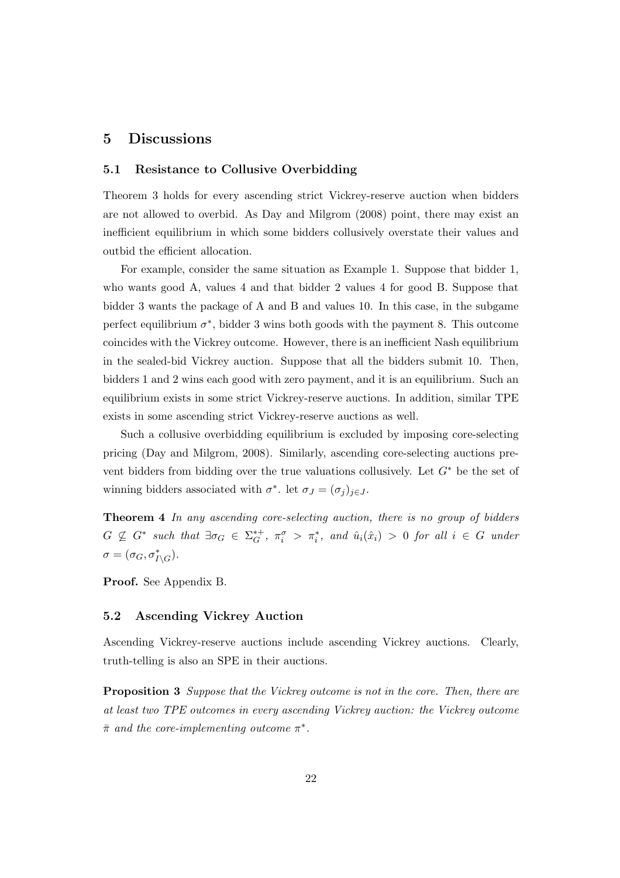# 5 Discussions

## 5.1 Resistance to Collusive Overbidding

Theorem 3 holds for every ascending strict Vickrey-reserve auction when bidders are not allowed to overbid. As Day and Milgrom (2008) point, there may exist an inefficient equilibrium in which some bidders collusively overstate their values and outbid the efficient allocation.

For example, consider the same situation as Example 1. Suppose that bidder 1, who wants good A, values 4 and that bidder 2 values 4 for good B. Suppose that bidder 3 wants the package of A and B and values 10. In this case, in the subgame perfect equilibrium $\sigma^*$, bidder 3 wins both goods with the payment 8. This outcome coincides with the Vickrey outcome. However, there is an inefficient Nash equilibrium in the sealed-bid Vickrey auction. Suppose that all the bidders submit 10. Then, bidders 1 and 2 wins each good with zero payment, and it is an equilibrium. Such an equilibrium exists in some strict Vickrey-reserve auctions. In addition, similar TPE exists in some ascending strict Vickrey-reserve auctions as well.

Such a collusive overbidding equilibrium is excluded by imposing core-selecting pricing (Day and Milgrom, 2008). Similarly, ascending core-selecting auctions prevent bidders from bidding over the true valuations collusively. Let $G^*$ be the set of winning bidders associated with $\sigma^*$. let $\sigma_J = (\sigma_j)_{j \in J}$.

**Theorem 4** *In any ascending core-selecting auction, there is no group of bidders $G \not\subseteq G^*$ such that $\exists \sigma_G \in \Sigma_G^{*+}$, $\pi_i^\sigma > \pi_i^*$, and $\hat{u}_i(\hat{x}_i) > 0$ for all $i \in G$ under $\sigma = (\sigma_G, \sigma_{I \setminus G}^*)$.*

**Proof.** See Appendix B.

## 5.2 Ascending Vickrey Auction

Ascending Vickrey-reserve auctions include ascending Vickrey auctions. Clearly, truth-telling is also an SPE in their auctions.

**Proposition 3** *Suppose that the Vickrey outcome is not in the core. Then, there are at least two TPE outcomes in every ascending Vickrey auction: the Vickrey outcome $\bar{\pi}$ and the core-implementing outcome $\pi^*$.*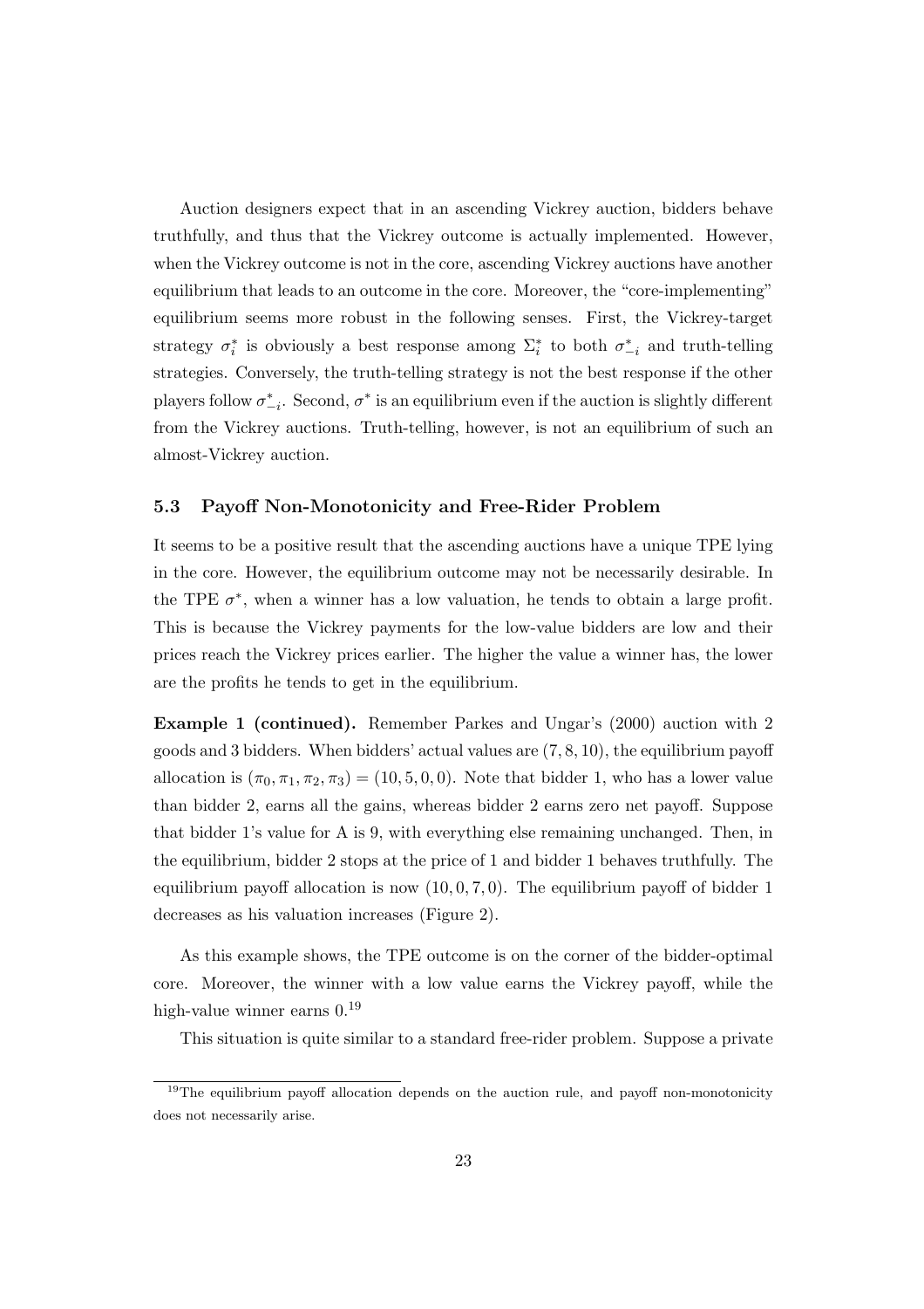Auction designers expect that in an ascending Vickrey auction, bidders behave truthfully, and thus that the Vickrey outcome is actually implemented. However, when the Vickrey outcome is not in the core, ascending Vickrey auctions have another equilibrium that leads to an outcome in the core. Moreover, the "core-implementing" equilibrium seems more robust in the following senses. First, the Vickrey-target strategy $\sigma_i^*$ is obviously a best response among $\Sigma_i^*$ to both $\sigma_{-i}^*$ and truth-telling strategies. Conversely, the truth-telling strategy is not the best response if the other players follow $\sigma_{-i}^*$. Second, $\sigma^*$ is an equilibrium even if the auction is slightly different from the Vickrey auctions. Truth-telling, however, is not an equilibrium of such an almost-Vickrey auction.

### 5.3 Payoff Non-Monotonicity and Free-Rider Problem

It seems to be a positive result that the ascending auctions have a unique TPE lying in the core. However, the equilibrium outcome may not be necessarily desirable. In the TPE $\sigma^*$, when a winner has a low valuation, he tends to obtain a large profit. This is because the Vickrey payments for the low-value bidders are low and their prices reach the Vickrey prices earlier. The higher the value a winner has, the lower are the profits he tends to get in the equilibrium.

**Example 1 (continued).** Remember Parkes and Ungar's (2000) auction with 2 goods and 3 bidders. When bidders' actual values are $(7, 8, 10)$, the equilibrium payoff allocation is $(\pi_0, \pi_1, \pi_2, \pi_3) = (10, 5, 0, 0)$. Note that bidder 1, who has a lower value than bidder 2, earns all the gains, whereas bidder 2 earns zero net payoff. Suppose that bidder 1's value for A is 9, with everything else remaining unchanged. Then, in the equilibrium, bidder 2 stops at the price of 1 and bidder 1 behaves truthfully. The equilibrium payoff allocation is now $(10, 0, 7, 0)$. The equilibrium payoff of bidder 1 decreases as his valuation increases (Figure 2).

As this example shows, the TPE outcome is on the corner of the bidder-optimal core. Moreover, the winner with a low value earns the Vickrey payoff, while the high-value winner earns 0.[19]

This situation is quite similar to a standard free-rider problem. Suppose a private

[19] The equilibrium payoff allocation depends on the auction rule, and payoff non-monotonicity does not necessarily arise.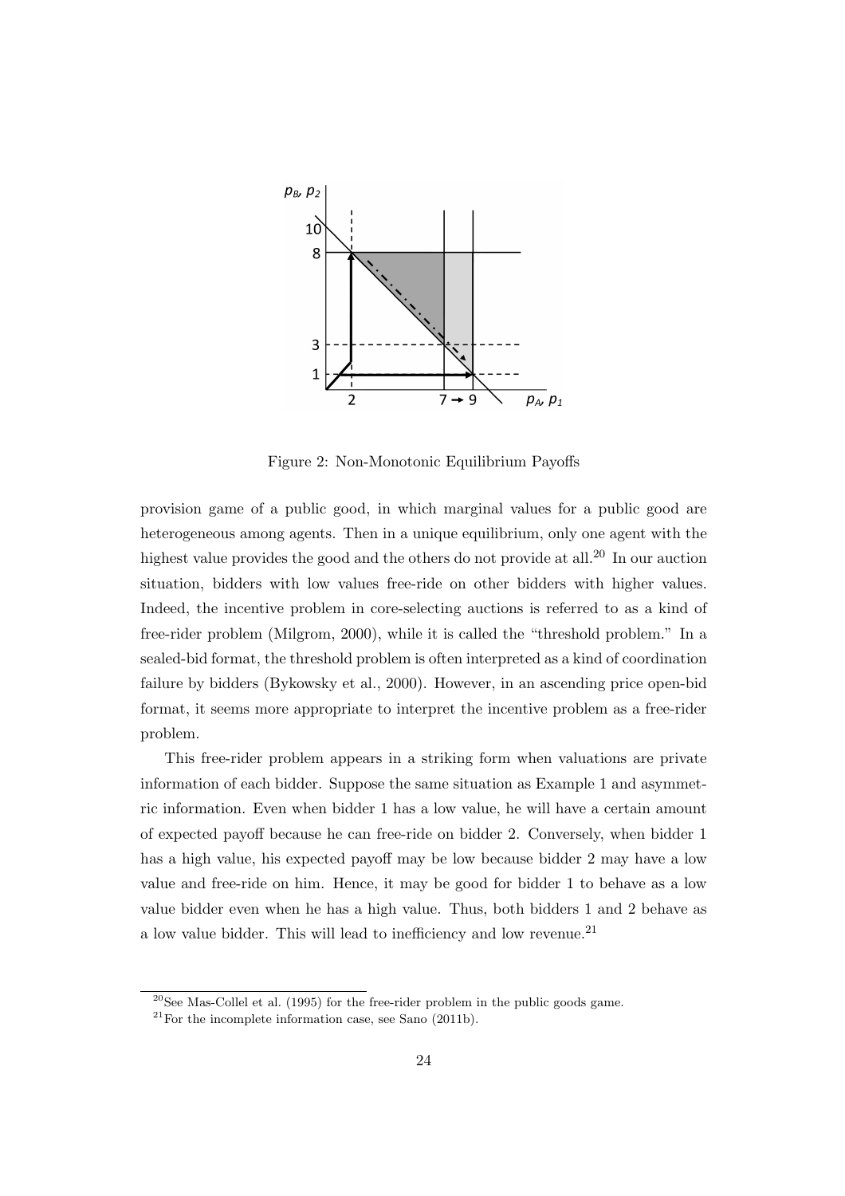Figure 2: Non-Monotonic Equilibrium Payoffs

provision game of a public good, in which marginal values for a public good are heterogeneous among agents. Then in a unique equilibrium, only one agent with the highest value provides the good and the others do not provide at all.[20] In our auction situation, bidders with low values free-ride on other bidders with higher values. Indeed, the incentive problem in core-selecting auctions is referred to as a kind of free-rider problem (Milgrom, 2000), while it is called the "threshold problem." In a sealed-bid format, the threshold problem is often interpreted as a kind of coordination failure by bidders (Bykowsky et al., 2000). However, in an ascending price open-bid format, it seems more appropriate to interpret the incentive problem as a free-rider problem.

This free-rider problem appears in a striking form when valuations are private information of each bidder. Suppose the same situation as Example 1 and asymmetric information. Even when bidder 1 has a low value, he will have a certain amount of expected payoff because he can free-ride on bidder 2. Conversely, when bidder 1 has a high value, his expected payoff may be low because bidder 2 may have a low value and free-ride on him. Hence, it may be good for bidder 1 to behave as a low value bidder even when he has a high value. Thus, both bidders 1 and 2 behave as a low value bidder. This will lead to inefficiency and low revenue.[21]

[20] See Mas-Collel et al. (1995) for the free-rider problem in the public goods game.

[21] For the incomplete information case, see Sano (2011b).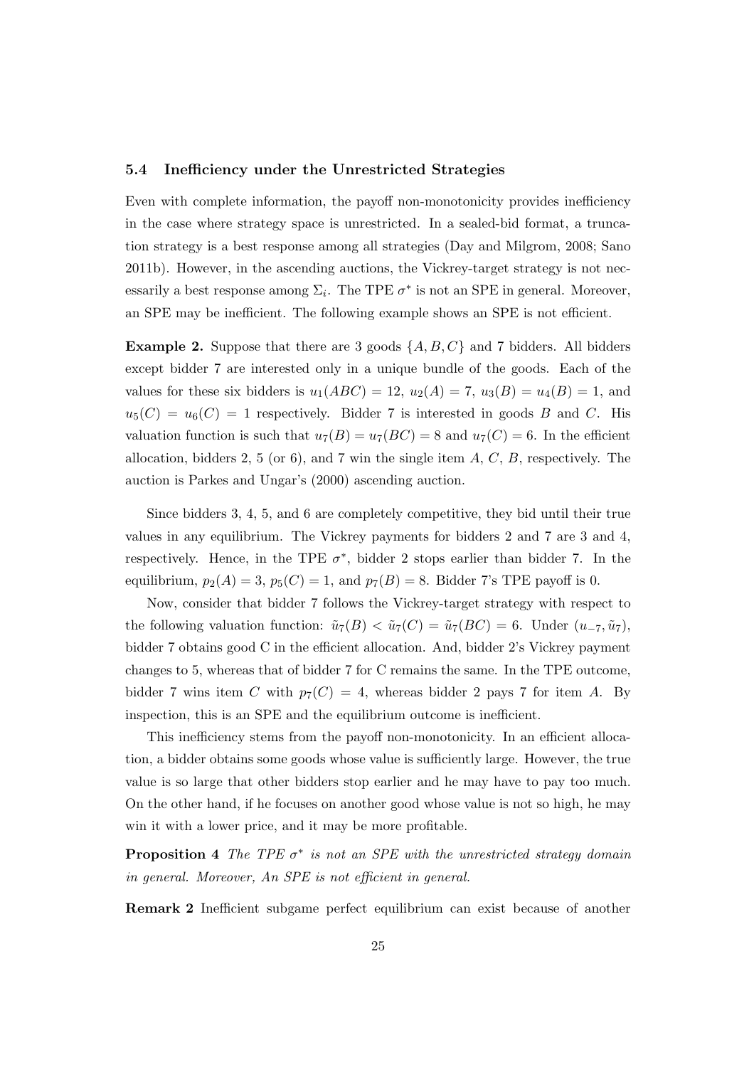### 5.4 Inefficiency under the Unrestricted Strategies

Even with complete information, the payoff non-monotonicity provides inefficiency in the case where strategy space is unrestricted. In a sealed-bid format, a truncation strategy is a best response among all strategies (Day and Milgrom, 2008; Sano 2011b). However, in the ascending auctions, the Vickrey-target strategy is not necessarily a best response among $\Sigma_i$. The TPE $\sigma^*$ is not an SPE in general. Moreover, an SPE may be inefficient. The following example shows an SPE is not efficient.

**Example 2.** Suppose that there are 3 goods $\{A, B, C\}$ and 7 bidders. All bidders except bidder 7 are interested only in a unique bundle of the goods. Each of the values for these six bidders is $u_1(ABC) = 12$, $u_2(A) = 7$, $u_3(B) = u_4(B) = 1$, and $u_5(C) = u_6(C) = 1$ respectively. Bidder 7 is interested in goods $B$ and $C$. His valuation function is such that $u_7(B) = u_7(BC) = 8$ and $u_7(C) = 6$. In the efficient allocation, bidders 2, 5 (or 6), and 7 win the single item $A$, $C$, $B$, respectively. The auction is Parkes and Ungar's (2000) ascending auction.

Since bidders 3, 4, 5, and 6 are completely competitive, they bid until their true values in any equilibrium. The Vickrey payments for bidders 2 and 7 are 3 and 4, respectively. Hence, in the TPE $\sigma^*$, bidder 2 stops earlier than bidder 7. In the equilibrium, $p_2(A) = 3$, $p_5(C) = 1$, and $p_7(B) = 8$. Bidder 7's TPE payoff is 0.

Now, consider that bidder 7 follows the Vickrey-target strategy with respect to the following valuation function: $\tilde{u}_7(B) < \tilde{u}_7(C) = \tilde{u}_7(BC) = 6$. Under $(u_{-7}, \tilde{u}_7)$, bidder 7 obtains good C in the efficient allocation. And, bidder 2's Vickrey payment changes to 5, whereas that of bidder 7 for C remains the same. In the TPE outcome, bidder 7 wins item $C$ with $p_7(C) = 4$, whereas bidder 2 pays 7 for item $A$. By inspection, this is an SPE and the equilibrium outcome is inefficient.

This inefficiency stems from the payoff non-monotonicity. In an efficient allocation, a bidder obtains some goods whose value is sufficiently large. However, the true value is so large that other bidders stop earlier and he may have to pay too much. On the other hand, if he focuses on another good whose value is not so high, he may win it with a lower price, and it may be more profitable.

**Proposition 4** *The TPE $\sigma^*$ is not an SPE with the unrestricted strategy domain in general. Moreover, An SPE is not efficient in general.*

**Remark 2** Inefficient subgame perfect equilibrium can exist because of another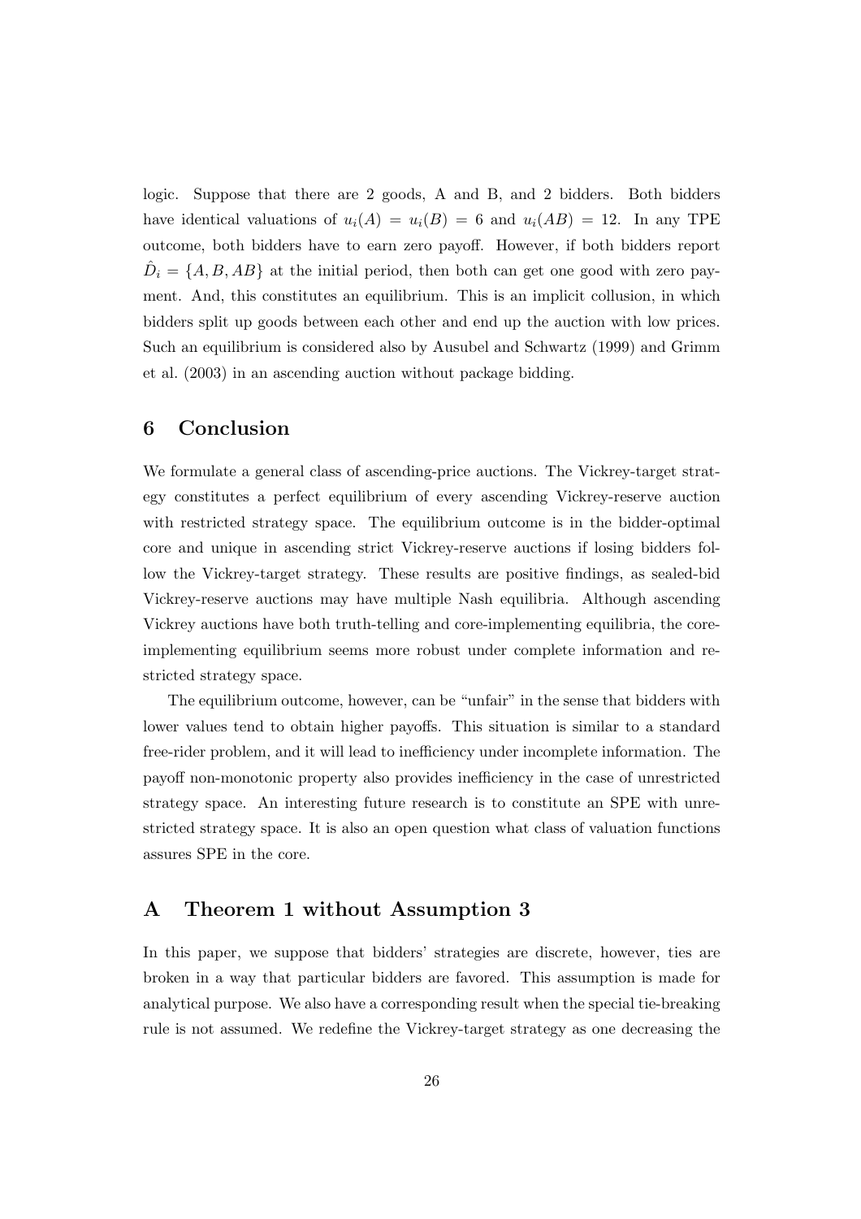logic. Suppose that there are 2 goods, A and B, and 2 bidders. Both bidders have identical valuations of $u_i(A) = u_i(B) = 6$ and $u_i(AB) = 12$. In any TPE outcome, both bidders have to earn zero payoff. However, if both bidders report $\hat{D}_i = \{A, B, AB\}$ at the initial period, then both can get one good with zero payment. And, this constitutes an equilibrium. This is an implicit collusion, in which bidders split up goods between each other and end up the auction with low prices. Such an equilibrium is considered also by Ausubel and Schwartz (1999) and Grimm et al. (2003) in an ascending auction without package bidding.

## 6 Conclusion

We formulate a general class of ascending-price auctions. The Vickrey-target strategy constitutes a perfect equilibrium of every ascending Vickrey-reserve auction with restricted strategy space. The equilibrium outcome is in the bidder-optimal core and unique in ascending strict Vickrey-reserve auctions if losing bidders follow the Vickrey-target strategy. These results are positive findings, as sealed-bid Vickrey-reserve auctions may have multiple Nash equilibria. Although ascending Vickrey auctions have both truth-telling and core-implementing equilibria, the core-implementing equilibrium seems more robust under complete information and restricted strategy space.

The equilibrium outcome, however, can be "unfair" in the sense that bidders with lower values tend to obtain higher payoffs. This situation is similar to a standard free-rider problem, and it will lead to inefficiency under incomplete information. The payoff non-monotonic property also provides inefficiency in the case of unrestricted strategy space. An interesting future research is to constitute an SPE with unrestricted strategy space. It is also an open question what class of valuation functions assures SPE in the core.

## A Theorem 1 without Assumption 3

In this paper, we suppose that bidders' strategies are discrete, however, ties are broken in a way that particular bidders are favored. This assumption is made for analytical purpose. We also have a corresponding result when the special tie-breaking rule is not assumed. We redefine the Vickrey-target strategy as one decreasing the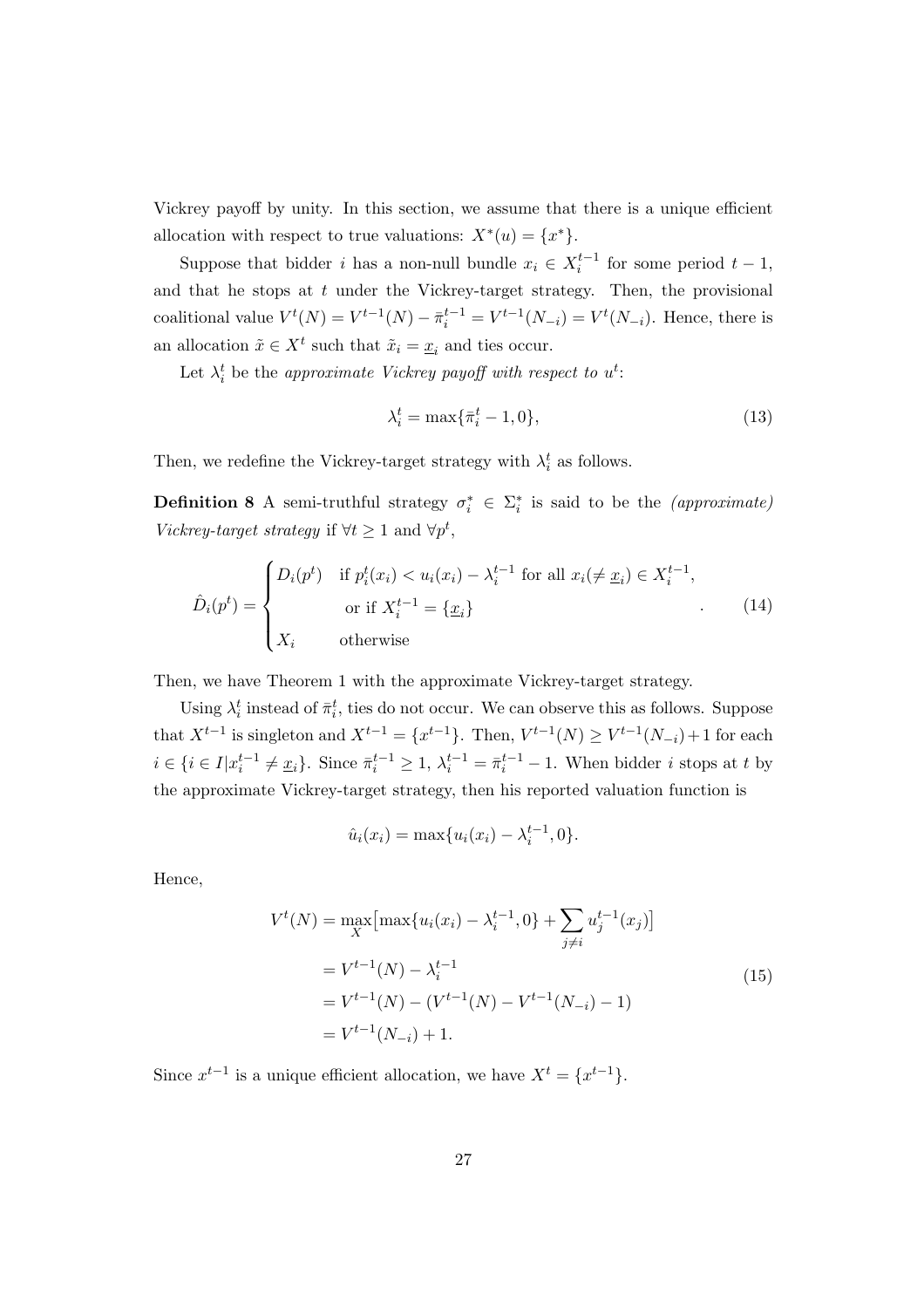Vickrey payoff by unity. In this section, we assume that there is a unique efficient allocation with respect to true valuations: $X^*(u) = \{x^*\}$.

Suppose that bidder $i$ has a non-null bundle $x_i \in X_i^{t-1}$ for some period $t-1$, and that he stops at $t$ under the Vickrey-target strategy. Then, the provisional coalitional value $V^t(N) = V^{t-1}(N) - \bar{\pi}_i^{t-1} = V^{t-1}(N_{-i}) = V^t(N_{-i})$. Hence, there is an allocation $\tilde{x} \in X^t$ such that $\tilde{x}_i = \underline{x}_i$ and ties occur.

Let $\lambda_i^t$ be the *approximate Vickrey payoff with respect to* $u^t$:

$$\lambda_i^t = \max\{\bar{\pi}_i^t - 1, 0\}, \tag{13}$$

Then, we redefine the Vickrey-target strategy with $\lambda_i^t$ as follows.

**Definition 8** A semi-truthful strategy $\sigma_i^* \in \Sigma_i^*$ is said to be the *(approximate) Vickrey-target strategy* if $\forall t \geq 1$ and $\forall p^t$,

$$\hat{D}_i(p^t) = \begin{cases} D_i(p^t) & \text{if } p_i^t(x_i) < u_i(x_i) - \lambda_i^{t-1} \text{ for all } x_i (\neq \underline{x}_i) \in X_i^{t-1}, \\ & \text{or if } X_i^{t-1} = \{\underline{x}_i\} \\ X_i & \text{otherwise} \end{cases}. \tag{14}$$

Then, we have Theorem 1 with the approximate Vickrey-target strategy.

Using $\lambda_i^t$ instead of $\bar{\pi}_i^t$, ties do not occur. We can observe this as follows. Suppose that $X^{t-1}$ is singleton and $X^{t-1} = \{x^{t-1}\}$. Then, $V^{t-1}(N) \geq V^{t-1}(N_{-i}) + 1$ for each $i \in \{i \in I | x_i^{t-1} \neq \underline{x}_i\}$. Since $\bar{\pi}_i^{t-1} \geq 1$, $\lambda_i^{t-1} = \bar{\pi}_i^{t-1} - 1$. When bidder $i$ stops at $t$ by the approximate Vickrey-target strategy, then his reported valuation function is

$$\hat{u}_i(x_i) = \max\{u_i(x_i) - \lambda_i^{t-1}, 0\}.$$

Hence,

$$\begin{aligned} V^t(N) &= \max_X \big[\max\{u_i(x_i) - \lambda_i^{t-1}, 0\} + \sum_{j \neq i} u_j^{t-1}(x_j)\big] \\ &= V^{t-1}(N) - \lambda_i^{t-1} \\ &= V^{t-1}(N) - (V^{t-1}(N) - V^{t-1}(N_{-i}) - 1) \\ &= V^{t-1}(N_{-i}) + 1. \end{aligned} \tag{15}$$

Since $x^{t-1}$ is a unique efficient allocation, we have $X^t = \{x^{t-1}\}$.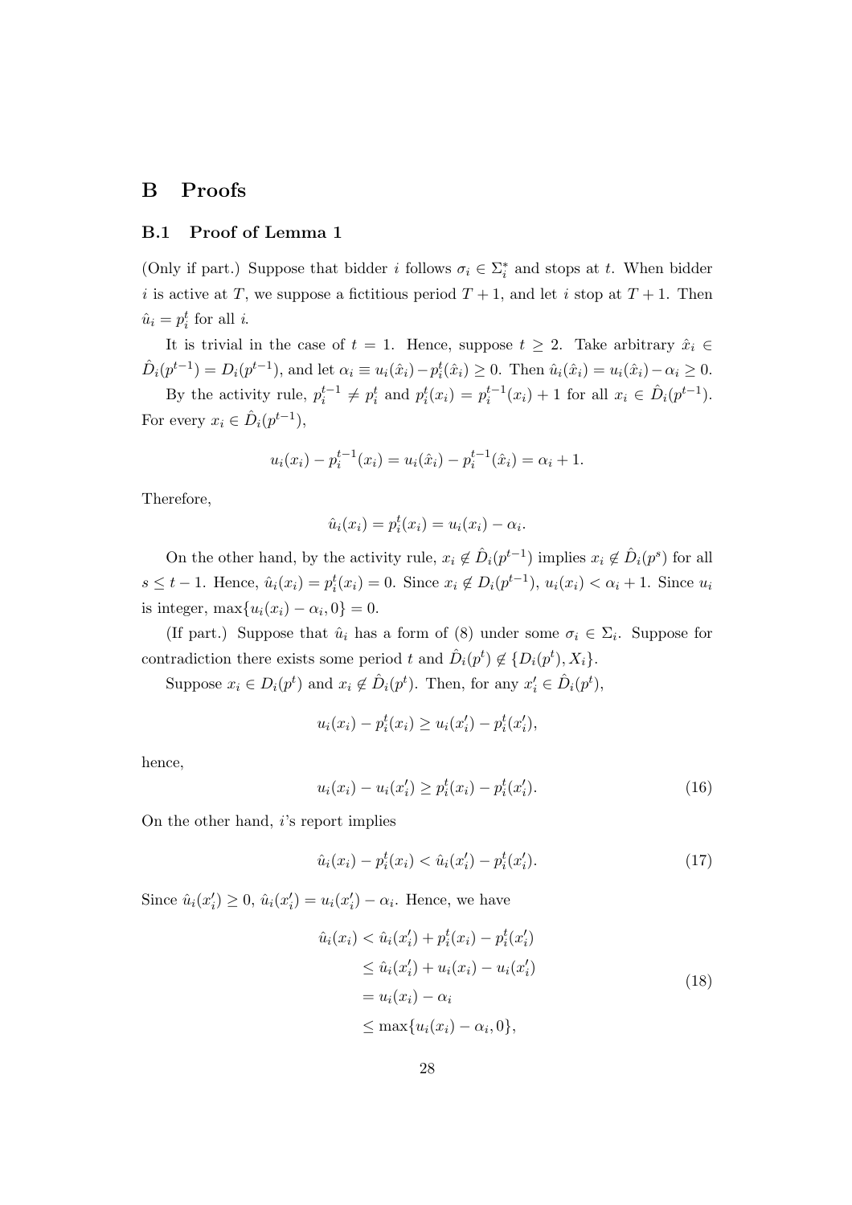# B Proofs

## B.1 Proof of Lemma 1

(Only if part.) Suppose that bidder $i$ follows $\sigma_i \in \Sigma_i^*$ and stops at $t$. When bidder $i$ is active at $T$, we suppose a fictitious period $T+1$, and let $i$ stop at $T+1$. Then $\hat{u}_i = p_i^t$ for all $i$.

It is trivial in the case of $t = 1$. Hence, suppose $t \geq 2$. Take arbitrary $\hat{x}_i \in \hat{D}_i(p^{t-1}) = D_i(p^{t-1})$, and let $\alpha_i \equiv u_i(\hat{x}_i) - p_i^t(\hat{x}_i) \geq 0$. Then $\hat{u}_i(\hat{x}_i) = u_i(\hat{x}_i) - \alpha_i \geq 0$.

By the activity rule, $p_i^{t-1} \neq p_i^t$ and $p_i^t(x_i) = p_i^{t-1}(x_i) + 1$ for all $x_i \in \hat{D}_i(p^{t-1})$. For every $x_i \in \hat{D}_i(p^{t-1})$,

$$u_i(x_i) - p_i^{t-1}(x_i) = u_i(\hat{x}_i) - p_i^{t-1}(\hat{x}_i) = \alpha_i + 1.$$

Therefore,

$$\hat{u}_i(x_i) = p_i^t(x_i) = u_i(x_i) - \alpha_i.$$

On the other hand, by the activity rule, $x_i \notin \hat{D}_i(p^{t-1})$ implies $x_i \notin \hat{D}_i(p^s)$ for all $s \leq t-1$. Hence, $\hat{u}_i(x_i) = p_i^t(x_i) = 0$. Since $x_i \notin D_i(p^{t-1})$, $u_i(x_i) < \alpha_i + 1$. Since $u_i$ is integer, $\max\{u_i(x_i) - \alpha_i, 0\} = 0$.

(If part.) Suppose that $\hat{u}_i$ has a form of (8) under some $\sigma_i \in \Sigma_i$. Suppose for contradiction there exists some period $t$ and $\hat{D}_i(p^t) \notin \{D_i(p^t), X_i\}$.

Suppose $x_i \in D_i(p^t)$ and $x_i \notin \hat{D}_i(p^t)$. Then, for any $x_i' \in \hat{D}_i(p^t)$,

$$u_i(x_i) - p_i^t(x_i) \geq u_i(x_i') - p_i^t(x_i'),$$

hence,

$$u_i(x_i) - u_i(x_i') \geq p_i^t(x_i) - p_i^t(x_i'). \tag{16}$$

On the other hand, $i$'s report implies

$$\hat{u}_i(x_i) - p_i^t(x_i) < \hat{u}_i(x_i') - p_i^t(x_i'). \tag{17}$$

Since $\hat{u}_i(x_i') \geq 0$, $\hat{u}_i(x_i') = u_i(x_i') - \alpha_i$. Hence, we have

$$\begin{aligned}
\hat{u}_i(x_i) &< \hat{u}_i(x_i') + p_i^t(x_i) - p_i^t(x_i') \\
&\leq \hat{u}_i(x_i') + u_i(x_i) - u_i(x_i') \\
&= u_i(x_i) - \alpha_i \\
&\leq \max\{u_i(x_i) - \alpha_i, 0\},
\end{aligned} \tag{18}$$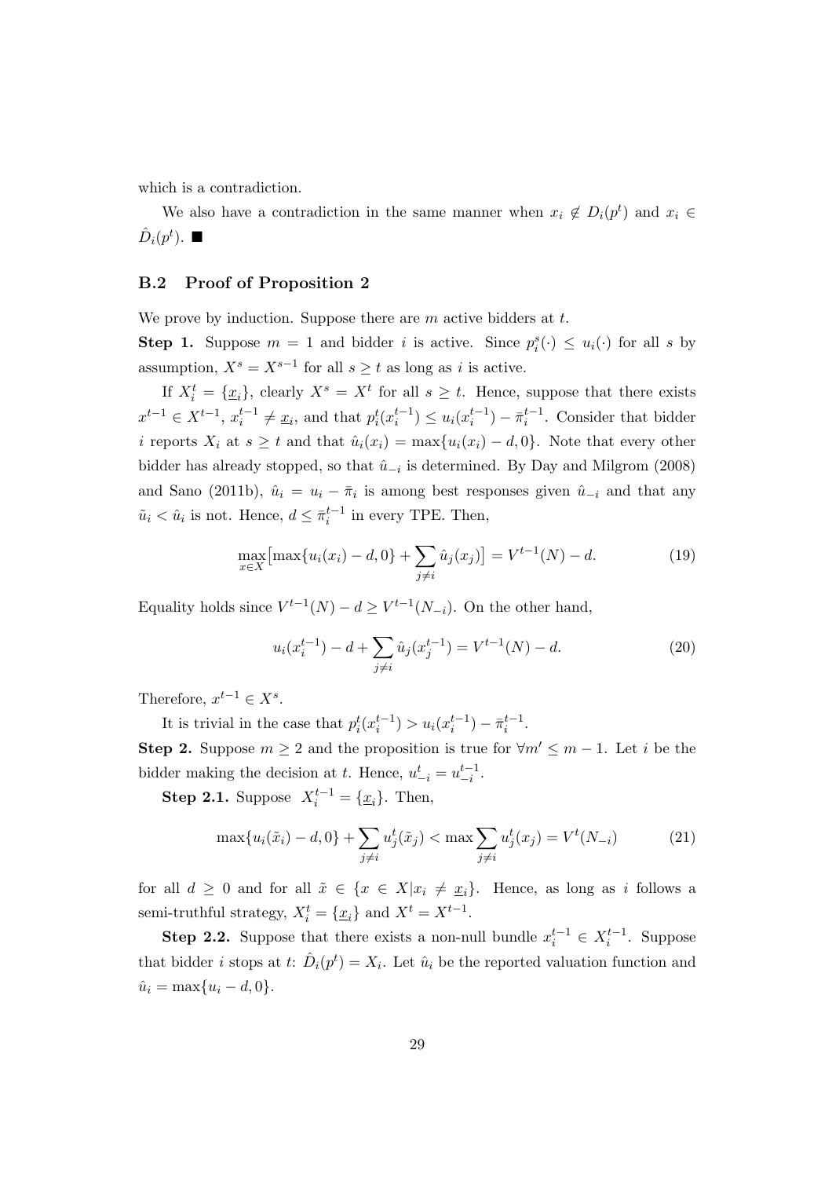which is a contradiction.

We also have a contradiction in the same manner when $x_i \notin D_i(p^t)$ and $x_i \in \hat{D}_i(p^t)$. ■

### B.2 Proof of Proposition 2

We prove by induction. Suppose there are $m$ active bidders at $t$.

**Step 1.** Suppose $m = 1$ and bidder $i$ is active. Since $p_i^s(\cdot) \leq u_i(\cdot)$ for all $s$ by assumption, $X^s = X^{s-1}$ for all $s \geq t$ as long as $i$ is active.

If $X_i^t = \{\underline{x}_i\}$, clearly $X^s = X^t$ for all $s \geq t$. Hence, suppose that there exists $x^{t-1} \in X^{t-1}$, $x_i^{t-1} \neq \underline{x}_i$, and that $p_i^t(x_i^{t-1}) \leq u_i(x_i^{t-1}) - \bar{\pi}_i^{t-1}$. Consider that bidder $i$ reports $X_i$ at $s \geq t$ and that $\hat{u}_i(x_i) = \max\{u_i(x_i) - d, 0\}$. Note that every other bidder has already stopped, so that $\hat{u}_{-i}$ is determined. By Day and Milgrom (2008) and Sano (2011b), $\hat{u}_i = u_i - \bar{\pi}_i$ is among best responses given $\hat{u}_{-i}$ and that any $\tilde{u}_i < \hat{u}_i$ is not. Hence, $d \leq \bar{\pi}_i^{t-1}$ in every TPE. Then,

$$\max_{x \in X} \big[\max\{u_i(x_i) - d, 0\} + \sum_{j \neq i} \hat{u}_j(x_j)\big] = V^{t-1}(N) - d. \tag{19}$$

Equality holds since $V^{t-1}(N) - d \geq V^{t-1}(N_{-i})$. On the other hand,

$$u_i(x_i^{t-1}) - d + \sum_{j \neq i} \hat{u}_j(x_j^{t-1}) = V^{t-1}(N) - d. \tag{20}$$

Therefore, $x^{t-1} \in X^s$.

It is trivial in the case that $p_i^t(x_i^{t-1}) > u_i(x_i^{t-1}) - \bar{\pi}_i^{t-1}$.

**Step 2.** Suppose $m \geq 2$ and the proposition is true for $\forall m' \leq m - 1$. Let $i$ be the bidder making the decision at $t$. Hence, $u_{-i}^t = u_{-i}^{t-1}$.

**Step 2.1.** Suppose $X_i^{t-1} = \{\underline{x}_i\}$. Then,

$$\max\{u_i(\tilde{x}_i) - d, 0\} + \sum_{j \neq i} u_j^t(\tilde{x}_j) < \max \sum_{j \neq i} u_j^t(x_j) = V^t(N_{-i}) \tag{21}$$

for all $d \geq 0$ and for all $\tilde{x} \in \{x \in X | x_i \neq \underline{x}_i\}$. Hence, as long as $i$ follows a semi-truthful strategy, $X_i^t = \{\underline{x}_i\}$ and $X^t = X^{t-1}$.

**Step 2.2.** Suppose that there exists a non-null bundle $x_i^{t-1} \in X_i^{t-1}$. Suppose that bidder $i$ stops at $t$: $\hat{D}_i(p^t) = X_i$. Let $\hat{u}_i$ be the reported valuation function and $\hat{u}_i = \max\{u_i - d, 0\}$.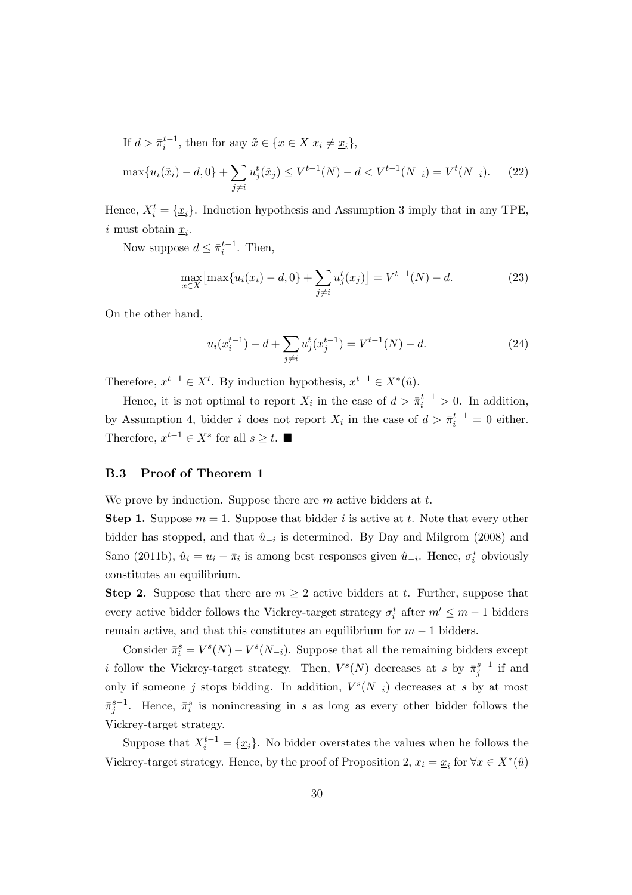If $d > \bar{\pi}_i^{t-1}$, then for any $\tilde{x} \in \{x \in X | x_i \neq \underline{x}_i\}$,

$$\max\{u_i(\tilde{x}_i) - d, 0\} + \sum_{j \neq i} u_j^t(\tilde{x}_j) \leq V^{t-1}(N) - d < V^{t-1}(N_{-i}) = V^t(N_{-i}). \tag{22}$$

Hence, $X_i^t = \{\underline{x}_i\}$. Induction hypothesis and Assumption 3 imply that in any TPE, $i$ must obtain $\underline{x}_i$.

Now suppose $d \leq \bar{\pi}_i^{t-1}$. Then,

$$\max_{x \in X} \big[\max\{u_i(x_i) - d, 0\} + \sum_{j \neq i} u_j^t(x_j)\big] = V^{t-1}(N) - d. \tag{23}$$

On the other hand,

$$u_i(x_i^{t-1}) - d + \sum_{j \neq i} u_j^t(x_j^{t-1}) = V^{t-1}(N) - d. \tag{24}$$

Therefore, $x^{t-1} \in X^t$. By induction hypothesis, $x^{t-1} \in X^*(\hat{u})$.

Hence, it is not optimal to report $X_i$ in the case of $d > \bar{\pi}_i^{t-1} > 0$. In addition, by Assumption 4, bidder $i$ does not report $X_i$ in the case of $d > \bar{\pi}_i^{t-1} = 0$ either. Therefore, $x^{t-1} \in X^s$ for all $s \geq t$. ∎

### B.3 Proof of Theorem 1

We prove by induction. Suppose there are $m$ active bidders at $t$.

**Step 1.** Suppose $m = 1$. Suppose that bidder $i$ is active at $t$. Note that every other bidder has stopped, and that $\hat{u}_{-i}$ is determined. By Day and Milgrom (2008) and Sano (2011b), $\hat{u}_i = u_i - \bar{\pi}_i$ is among best responses given $\hat{u}_{-i}$. Hence, $\sigma_i^*$ obviously constitutes an equilibrium.

**Step 2.** Suppose that there are $m \geq 2$ active bidders at $t$. Further, suppose that every active bidder follows the Vickrey-target strategy $\sigma_i^*$ after $m' \leq m - 1$ bidders remain active, and that this constitutes an equilibrium for $m - 1$ bidders.

Consider $\bar{\pi}_i^s = V^s(N) - V^s(N_{-i})$. Suppose that all the remaining bidders except $i$ follow the Vickrey-target strategy. Then, $V^s(N)$ decreases at $s$ by $\bar{\pi}_j^{s-1}$ if and only if someone $j$ stops bidding. In addition, $V^s(N_{-i})$ decreases at $s$ by at most $\bar{\pi}_j^{s-1}$. Hence, $\bar{\pi}_i^s$ is nonincreasing in $s$ as long as every other bidder follows the Vickrey-target strategy.

Suppose that $X_i^{t-1} = \{\underline{x}_i\}$. No bidder overstates the values when he follows the Vickrey-target strategy. Hence, by the proof of Proposition 2, $x_i = \underline{x}_i$ for $\forall x \in X^*(\hat{u})$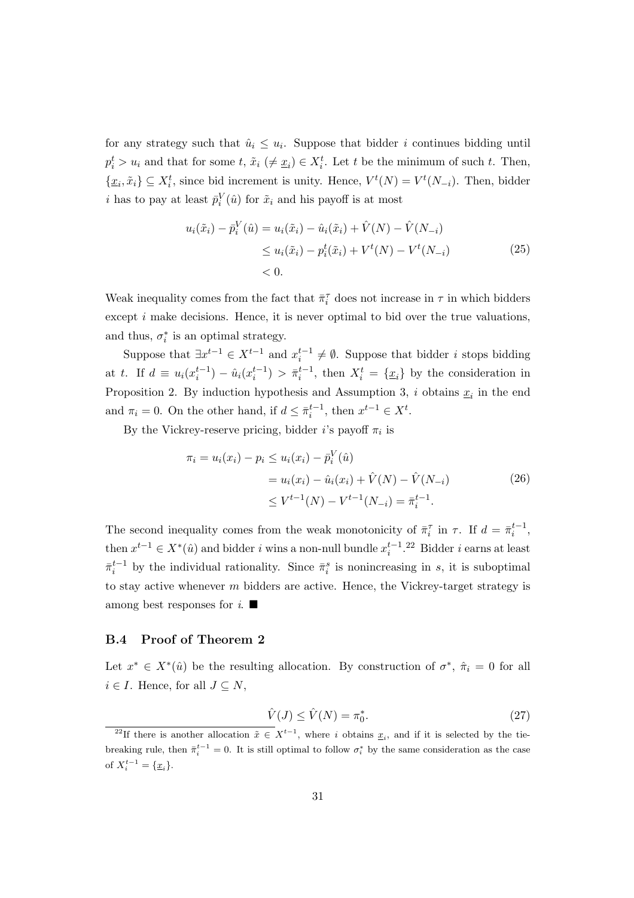for any strategy such that $\hat{u}_i \leq u_i$. Suppose that bidder $i$ continues bidding until $p_i^t > u_i$ and that for some $t$, $\tilde{x}_i$ ($\neq \underline{x}_i$) $\in X_i^t$. Let $t$ be the minimum of such $t$. Then, $\{\underline{x}_i, \tilde{x}_i\} \subseteq X_i^t$, since bid increment is unity. Hence, $V^t(N) = V^t(N_{-i})$. Then, bidder $i$ has to pay at least $\bar{p}_i^V(\hat{u})$ for $\tilde{x}_i$ and his payoff is at most

$$
\begin{aligned}
u_i(\tilde{x}_i) - \bar{p}_i^V(\hat{u}) &= u_i(\tilde{x}_i) - \hat{u}_i(\tilde{x}_i) + \hat{V}(N) - \hat{V}(N_{-i}) \\
&\leq u_i(\tilde{x}_i) - p_i^t(\tilde{x}_i) + V^t(N) - V^t(N_{-i}) \\
&< 0.
\end{aligned} \tag{25}
$$

Weak inequality comes from the fact that $\bar{\pi}_i^\tau$ does not increase in $\tau$ in which bidders except $i$ make decisions. Hence, it is never optimal to bid over the true valuations, and thus, $\sigma_i^*$ is an optimal strategy.

Suppose that $\exists x^{t-1} \in X^{t-1}$ and $x_i^{t-1} \neq \emptyset$. Suppose that bidder $i$ stops bidding at $t$. If $d \equiv u_i(x_i^{t-1}) - \hat{u}_i(x_i^{t-1}) > \bar{\pi}_i^{t-1}$, then $X_i^t = \{\underline{x}_i\}$ by the consideration in Proposition 2. By induction hypothesis and Assumption 3, $i$ obtains $\underline{x}_i$ in the end and $\pi_i = 0$. On the other hand, if $d \leq \bar{\pi}_i^{t-1}$, then $x^{t-1} \in X^t$.

By the Vickrey-reserve pricing, bidder $i$'s payoff $\pi_i$ is

$$
\begin{aligned}
\pi_i = u_i(x_i) - p_i \leq u_i(x_i) - \bar{p}_i^V(\hat{u}) \\
&= u_i(x_i) - \hat{u}_i(x_i) + \hat{V}(N) - \hat{V}(N_{-i}) \\
&\leq V^{t-1}(N) - V^{t-1}(N_{-i}) = \bar{\pi}_i^{t-1}.
\end{aligned} \tag{26}
$$

The second inequality comes from the weak monotonicity of $\bar{\pi}_i^\tau$ in $\tau$. If $d = \bar{\pi}_i^{t-1}$, then $x^{t-1} \in X^*(\hat{u})$ and bidder $i$ wins a non-null bundle $x_i^{t-1}$.[22] Bidder $i$ earns at least $\bar{\pi}_i^{t-1}$ by the individual rationality. Since $\bar{\pi}_i^s$ is nonincreasing in $s$, it is suboptimal to stay active whenever $m$ bidders are active. Hence, the Vickrey-target strategy is among best responses for $i$. ■

### B.4 Proof of Theorem 2

Let $x^* \in X^*(\hat{u})$ be the resulting allocation. By construction of $\sigma^*$, $\hat{\pi}_i = 0$ for all $i \in I$. Hence, for all $J \subseteq N$,

$$
\hat{V}(J) \leq \hat{V}(N) = \pi_0^*. \tag{27}
$$

[22] If there is another allocation $\tilde{x} \in X^{t-1}$, where $i$ obtains $\underline{x}_i$, and if it is selected by the tie-breaking rule, then $\bar{\pi}_i^{t-1} = 0$. It is still optimal to follow $\sigma_i^*$ by the same consideration as the case of $X_i^{t-1} = \{\underline{x}_i\}$.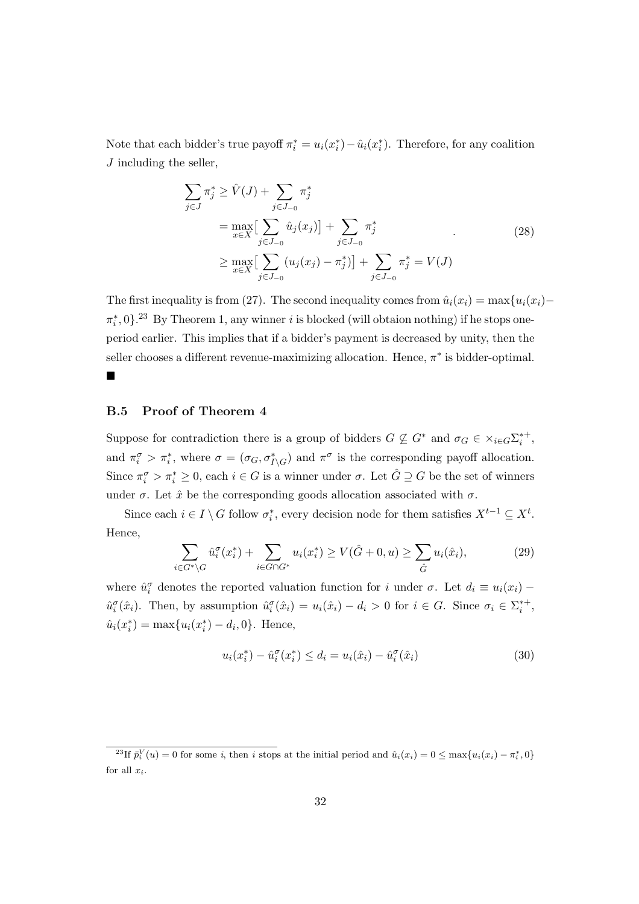Note that each bidder's true payoff $\pi_i^* = u_i(x_i^*) - \hat{u}_i(x_i^*)$. Therefore, for any coalition $J$ including the seller,

$$
\begin{aligned}
\sum_{j \in J} \pi_j^* &\geq \hat{V}(J) + \sum_{j \in J_{-0}} \pi_j^* \\
&= \max_{x \in X} \big[ \sum_{j \in J_{-0}} \hat{u}_j(x_j) \big] + \sum_{j \in J_{-0}} \pi_j^* \\
&\geq \max_{x \in X} \big[ \sum_{j \in J_{-0}} (u_j(x_j) - \pi_j^*) \big] + \sum_{j \in J_{-0}} \pi_j^* = V(J)
\end{aligned}
\quad . \tag{28}
$$

The first inequality is from (27). The second inequality comes from $\hat{u}_i(x_i) = \max\{u_i(x_i) - \pi_i^*, 0\}$.[23] By Theorem 1, any winner $i$ is blocked (will obtaion nothing) if he stops one-period earlier. This implies that if a bidder's payment is decreased by unity, then the seller chooses a different revenue-maximizing allocation. Hence, $\pi^*$ is bidder-optimal. ■

### B.5 Proof of Theorem 4

Suppose for contradiction there is a group of bidders $G \not\subseteq G^*$ and $\sigma_G \in \times_{i \in G} \Sigma_i^{*+}$, and $\pi_i^\sigma > \pi_i^*$, where $\sigma = (\sigma_G, \sigma_{I \setminus G}^*)$ and $\pi^\sigma$ is the corresponding payoff allocation. Since $\pi_i^\sigma > \pi_i^* \geq 0$, each $i \in G$ is a winner under $\sigma$. Let $\hat{G} \supseteq G$ be the set of winners under $\sigma$. Let $\hat{x}$ be the corresponding goods allocation associated with $\sigma$.

Since each $i \in I \setminus G$ follow $\sigma_i^*$, every decision node for them satisfies $X^{t-1} \subseteq X^t$. Hence,

$$
\sum_{i \in G^* \setminus G} \hat{u}_i^\sigma(x_i^*) + \sum_{i \in G \cap G^*} u_i(x_i^*) \geq V(\hat{G} + 0, u) \geq \sum_{\hat{G}} u_i(\hat{x}_i), \tag{29}
$$

where $\hat{u}_i^\sigma$ denotes the reported valuation function for $i$ under $\sigma$. Let $d_i \equiv u_i(x_i) - \hat{u}_i^\sigma(\hat{x}_i)$. Then, by assumption $\hat{u}_i^\sigma(\hat{x}_i) = u_i(\hat{x}_i) - d_i > 0$ for $i \in G$. Since $\sigma_i \in \Sigma_i^{*+}$, $\hat{u}_i(x_i^*) = \max\{u_i(x_i^*) - d_i, 0\}$. Hence,

$$
u_i(x_i^*) - \hat{u}_i^\sigma(x_i^*) \leq d_i = u_i(\hat{x}_i) - \hat{u}_i^\sigma(\hat{x}_i) \tag{30}
$$

[23] If $\bar{p}_i^V(u) = 0$ for some $i$, then $i$ stops at the initial period and $\hat{u}_i(x_i) = 0 \leq \max\{u_i(x_i) - \pi_i^*, 0\}$ for all $x_i$.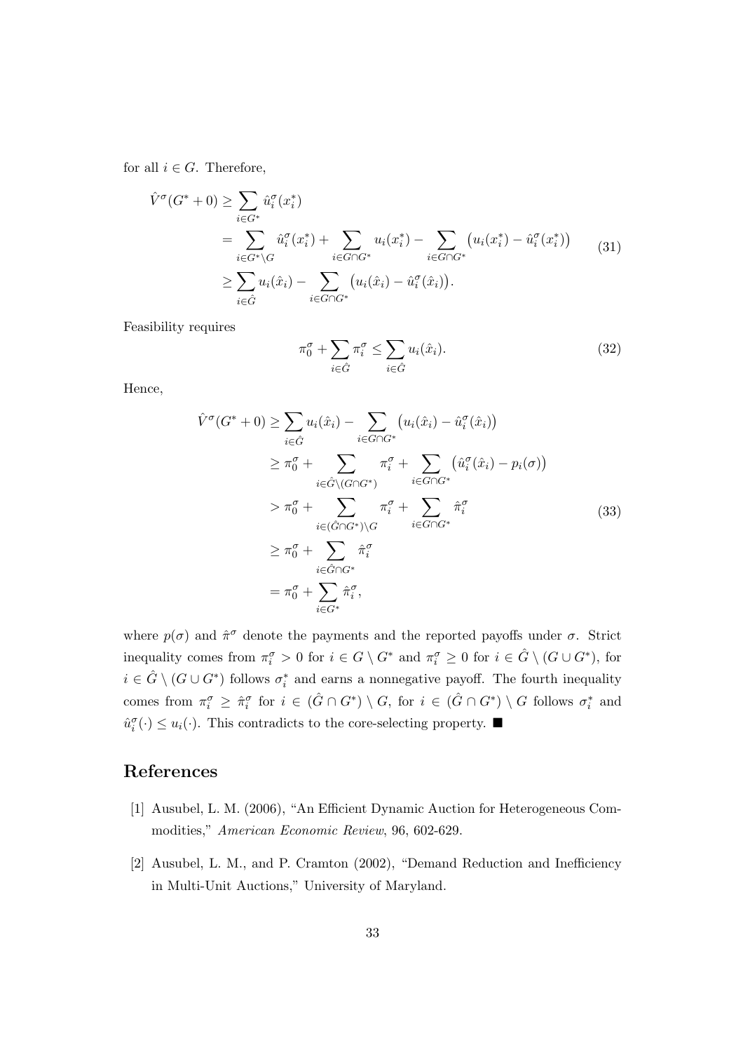for all $i \in G$. Therefore,

$$
\begin{aligned}
\hat{V}^{\sigma}(G^* + 0) &\geq \sum_{i \in G^*} \hat{u}_i^{\sigma}(x_i^*) \\
&= \sum_{i \in G^* \setminus G} \hat{u}_i^{\sigma}(x_i^*) + \sum_{i \in G \cap G^*} u_i(x_i^*) - \sum_{i \in G \cap G^*} \big(u_i(x_i^*) - \hat{u}_i^{\sigma}(x_i^*)\big) \\
&\geq \sum_{i \in \hat{G}} u_i(\hat{x}_i) - \sum_{i \in G \cap G^*} \big(u_i(\hat{x}_i) - \hat{u}_i^{\sigma}(\hat{x}_i)\big).
\end{aligned} \tag{31}
$$

Feasibility requires

$$
\pi_0^{\sigma} + \sum_{i \in \hat{G}} \pi_i^{\sigma} \leq \sum_{i \in \hat{G}} u_i(\hat{x}_i). \tag{32}
$$

Hence,

$$
\begin{aligned}
\hat{V}^{\sigma}(G^* + 0) &\geq \sum_{i \in \hat{G}} u_i(\hat{x}_i) - \sum_{i \in G \cap G^*} \big(u_i(\hat{x}_i) - \hat{u}_i^{\sigma}(\hat{x}_i)\big) \\
&\geq \pi_0^{\sigma} + \sum_{i \in \hat{G} \setminus (G \cap G^*)} \pi_i^{\sigma} + \sum_{i \in G \cap G^*} \big(\hat{u}_i^{\sigma}(\hat{x}_i) - p_i(\sigma)\big) \\
&> \pi_0^{\sigma} + \sum_{i \in (\hat{G} \cap G^*) \setminus G} \pi_i^{\sigma} + \sum_{i \in G \cap G^*} \hat{\pi}_i^{\sigma} \\
&\geq \pi_0^{\sigma} + \sum_{i \in \hat{G} \cap G^*} \hat{\pi}_i^{\sigma} \\
&= \pi_0^{\sigma} + \sum_{i \in G^*} \hat{\pi}_i^{\sigma},
\end{aligned} \tag{33}
$$

where $p(\sigma)$ and $\hat{\pi}^{\sigma}$ denote the payments and the reported payoffs under $\sigma$. Strict inequality comes from $\pi_i^{\sigma} > 0$ for $i \in G \setminus G^*$ and $\pi_i^{\sigma} \geq 0$ for $i \in \hat{G} \setminus (G \cup G^*)$, for $i \in \hat{G} \setminus (G \cup G^*)$ follows $\sigma_i^*$ and earns a nonnegative payoff. The fourth inequality comes from $\pi_i^{\sigma} \geq \hat{\pi}_i^{\sigma}$ for $i \in (\hat{G} \cap G^*) \setminus G$, for $i \in (\hat{G} \cap G^*) \setminus G$ follows $\sigma_i^*$ and $\hat{u}_i^{\sigma}(\cdot) \leq u_i(\cdot)$. This contradicts to the core-selecting property. ■

## References

[1] Ausubel, L. M. (2006), "An Efficient Dynamic Auction for Heterogeneous Commodities," *American Economic Review*, 96, 602-629.

[2] Ausubel, L. M., and P. Cramton (2002), "Demand Reduction and Inefficiency in Multi-Unit Auctions," University of Maryland.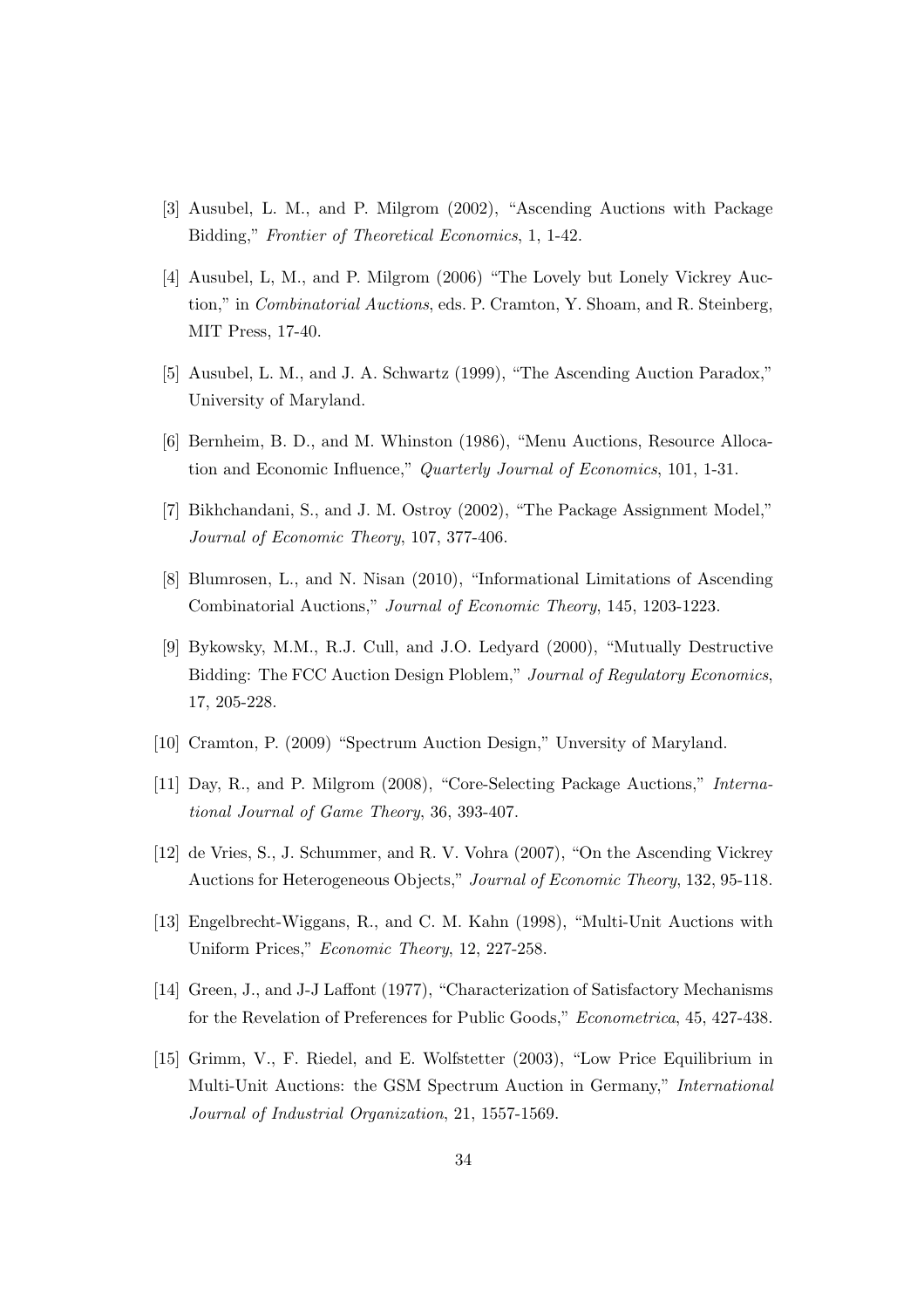[3] Ausubel, L. M., and P. Milgrom (2002), "Ascending Auctions with Package Bidding," *Frontier of Theoretical Economics*, 1, 1-42.

[4] Ausubel, L, M., and P. Milgrom (2006) "The Lovely but Lonely Vickrey Auction," in *Combinatorial Auctions*, eds. P. Cramton, Y. Shoam, and R. Steinberg, MIT Press, 17-40.

[5] Ausubel, L. M., and J. A. Schwartz (1999), "The Ascending Auction Paradox," University of Maryland.

[6] Bernheim, B. D., and M. Whinston (1986), "Menu Auctions, Resource Allocation and Economic Influence," *Quarterly Journal of Economics*, 101, 1-31.

[7] Bikhchandani, S., and J. M. Ostroy (2002), "The Package Assignment Model," *Journal of Economic Theory*, 107, 377-406.

[8] Blumrosen, L., and N. Nisan (2010), "Informational Limitations of Ascending Combinatorial Auctions," *Journal of Economic Theory*, 145, 1203-1223.

[9] Bykowsky, M.M., R.J. Cull, and J.O. Ledyard (2000), "Mutually Destructive Bidding: The FCC Auction Design Ploblem," *Journal of Regulatory Economics*, 17, 205-228.

[10] Cramton, P. (2009) "Spectrum Auction Design," Unversity of Maryland.

[11] Day, R., and P. Milgrom (2008), "Core-Selecting Package Auctions," *International Journal of Game Theory*, 36, 393-407.

[12] de Vries, S., J. Schummer, and R. V. Vohra (2007), "On the Ascending Vickrey Auctions for Heterogeneous Objects," *Journal of Economic Theory*, 132, 95-118.

[13] Engelbrecht-Wiggans, R., and C. M. Kahn (1998), "Multi-Unit Auctions with Uniform Prices," *Economic Theory*, 12, 227-258.

[14] Green, J., and J-J Laffont (1977), "Characterization of Satisfactory Mechanisms for the Revelation of Preferences for Public Goods," *Econometrica*, 45, 427-438.

[15] Grimm, V., F. Riedel, and E. Wolfstetter (2003), "Low Price Equilibrium in Multi-Unit Auctions: the GSM Spectrum Auction in Germany," *International Journal of Industrial Organization*, 21, 1557-1569.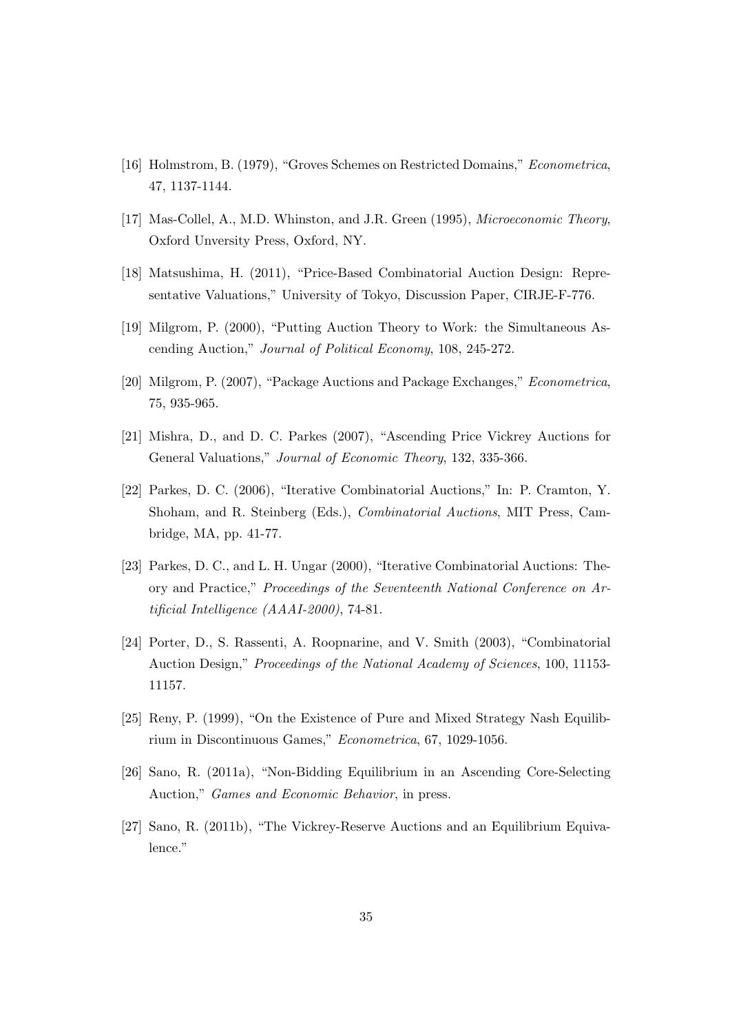[16] Holmstrom, B. (1979), "Groves Schemes on Restricted Domains," *Econometrica*, 47, 1137-1144.

[17] Mas-Collel, A., M.D. Whinston, and J.R. Green (1995), *Microeconomic Theory*, Oxford Unversity Press, Oxford, NY.

[18] Matsushima, H. (2011), "Price-Based Combinatorial Auction Design: Representative Valuations," University of Tokyo, Discussion Paper, CIRJE-F-776.

[19] Milgrom, P. (2000), "Putting Auction Theory to Work: the Simultaneous Ascending Auction," *Journal of Political Economy*, 108, 245-272.

[20] Milgrom, P. (2007), "Package Auctions and Package Exchanges," *Econometrica*, 75, 935-965.

[21] Mishra, D., and D. C. Parkes (2007), "Ascending Price Vickrey Auctions for General Valuations," *Journal of Economic Theory*, 132, 335-366.

[22] Parkes, D. C. (2006), "Iterative Combinatorial Auctions," In: P. Cramton, Y. Shoham, and R. Steinberg (Eds.), *Combinatorial Auctions*, MIT Press, Cambridge, MA, pp. 41-77.

[23] Parkes, D. C., and L. H. Ungar (2000), "Iterative Combinatorial Auctions: Theory and Practice," *Proceedings of the Seventeenth National Conference on Artificial Intelligence (AAAI-2000)*, 74-81.

[24] Porter, D., S. Rassenti, A. Roopnarine, and V. Smith (2003), "Combinatorial Auction Design," *Proceedings of the National Academy of Sciences*, 100, 11153-11157.

[25] Reny, P. (1999), "On the Existence of Pure and Mixed Strategy Nash Equilibrium in Discontinuous Games," *Econometrica*, 67, 1029-1056.

[26] Sano, R. (2011a), "Non-Bidding Equilibrium in an Ascending Core-Selecting Auction," *Games and Economic Behavior*, in press.

[27] Sano, R. (2011b), "The Vickrey-Reserve Auctions and an Equilibrium Equivalence."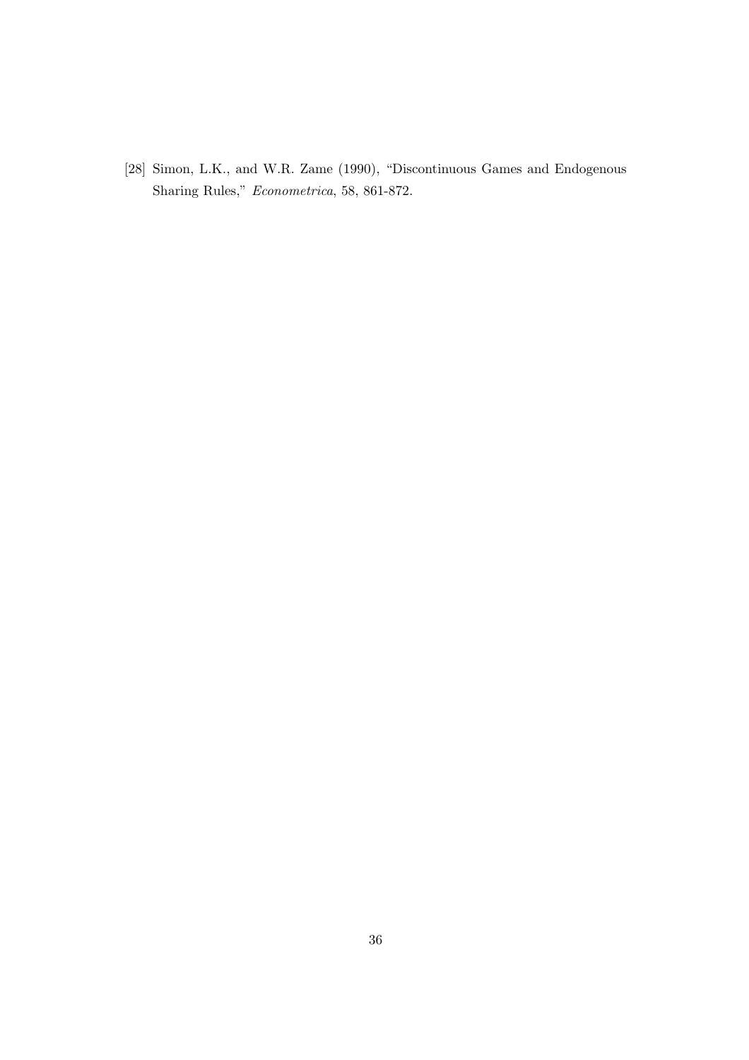[28] Simon, L.K., and W.R. Zame (1990), "Discontinuous Games and Endogenous Sharing Rules," *Econometrica*, 58, 861-872.